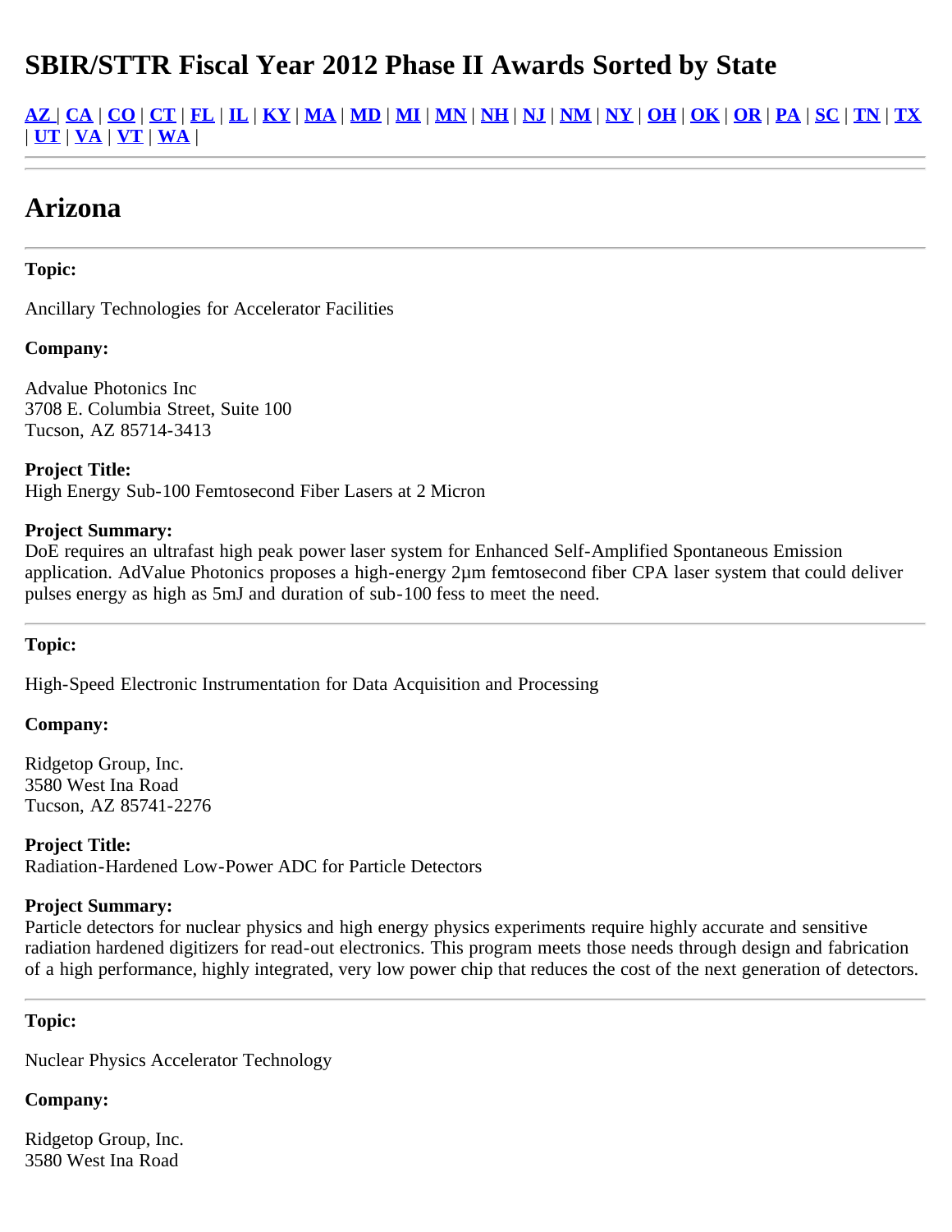# SBIR/STTR Fiscal Year 2012 Phase II Awards Sorted by State

AZ | CA | CO | CT | FL | IL | KY | MA | MD | MI | MN | NH | NJ | NM | NY | OH | OK | OR | PA | SC | TN | TX | UT | VA | VT | WA |

---

---

## Arizona

---

**Topic:**

Ancillary Technologies for Accelerator Facilities

**Company:**

Advalue Photonics Inc
3708 E. Columbia Street, Suite 100
Tucson, AZ 85714-3413

**Project Title:**
High Energy Sub-100 Femtosecond Fiber Lasers at 2 Micron

**Project Summary:**
DoE requires an ultrafast high peak power laser system for Enhanced Self-Amplified Spontaneous Emission application. AdValue Photonics proposes a high-energy 2µm femtosecond fiber CPA laser system that could deliver pulses energy as high as 5mJ and duration of sub-100 fess to meet the need.

---

**Topic:**

High-Speed Electronic Instrumentation for Data Acquisition and Processing

**Company:**

Ridgetop Group, Inc.
3580 West Ina Road
Tucson, AZ 85741-2276

**Project Title:**
Radiation-Hardened Low-Power ADC for Particle Detectors

**Project Summary:**
Particle detectors for nuclear physics and high energy physics experiments require highly accurate and sensitive radiation hardened digitizers for read-out electronics. This program meets those needs through design and fabrication of a high performance, highly integrated, very low power chip that reduces the cost of the next generation of detectors.

---

**Topic:**

Nuclear Physics Accelerator Technology

**Company:**

Ridgetop Group, Inc.
3580 West Ina Road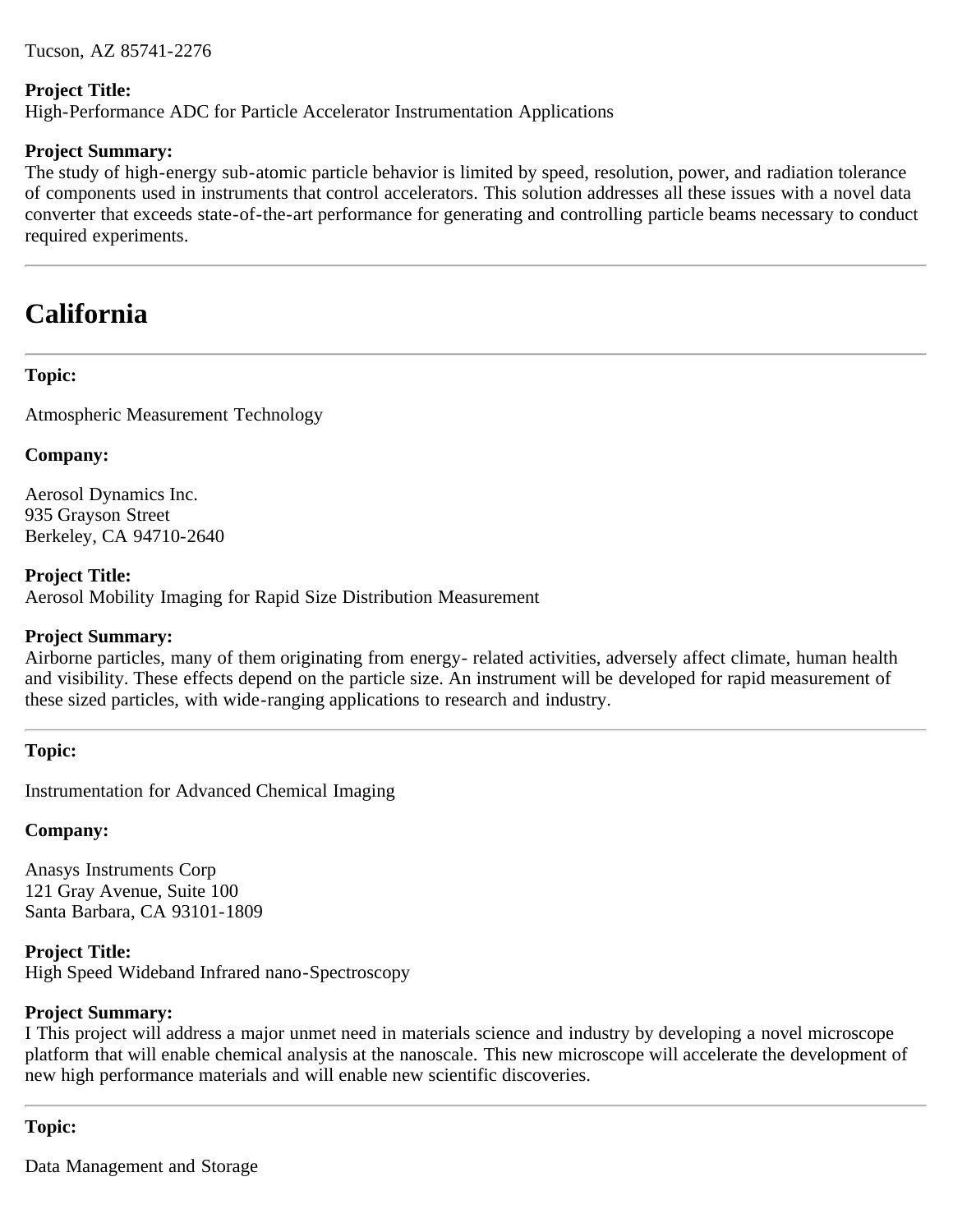Tucson, AZ 85741-2276

**Project Title:**
High-Performance ADC for Particle Accelerator Instrumentation Applications

**Project Summary:**
The study of high-energy sub-atomic particle behavior is limited by speed, resolution, power, and radiation tolerance of components used in instruments that control accelerators. This solution addresses all these issues with a novel data converter that exceeds state-of-the-art performance for generating and controlling particle beams necessary to conduct required experiments.

---

# California

---

**Topic:**

Atmospheric Measurement Technology

**Company:**

Aerosol Dynamics Inc.
935 Grayson Street
Berkeley, CA 94710-2640

**Project Title:**
Aerosol Mobility Imaging for Rapid Size Distribution Measurement

**Project Summary:**
Airborne particles, many of them originating from energy- related activities, adversely affect climate, human health and visibility. These effects depend on the particle size. An instrument will be developed for rapid measurement of these sized particles, with wide-ranging applications to research and industry.

---

**Topic:**

Instrumentation for Advanced Chemical Imaging

**Company:**

Anasys Instruments Corp
121 Gray Avenue, Suite 100
Santa Barbara, CA 93101-1809

**Project Title:**
High Speed Wideband Infrared nano-Spectroscopy

**Project Summary:**
I This project will address a major unmet need in materials science and industry by developing a novel microscope platform that will enable chemical analysis at the nanoscale. This new microscope will accelerate the development of new high performance materials and will enable new scientific discoveries.

---

**Topic:**

Data Management and Storage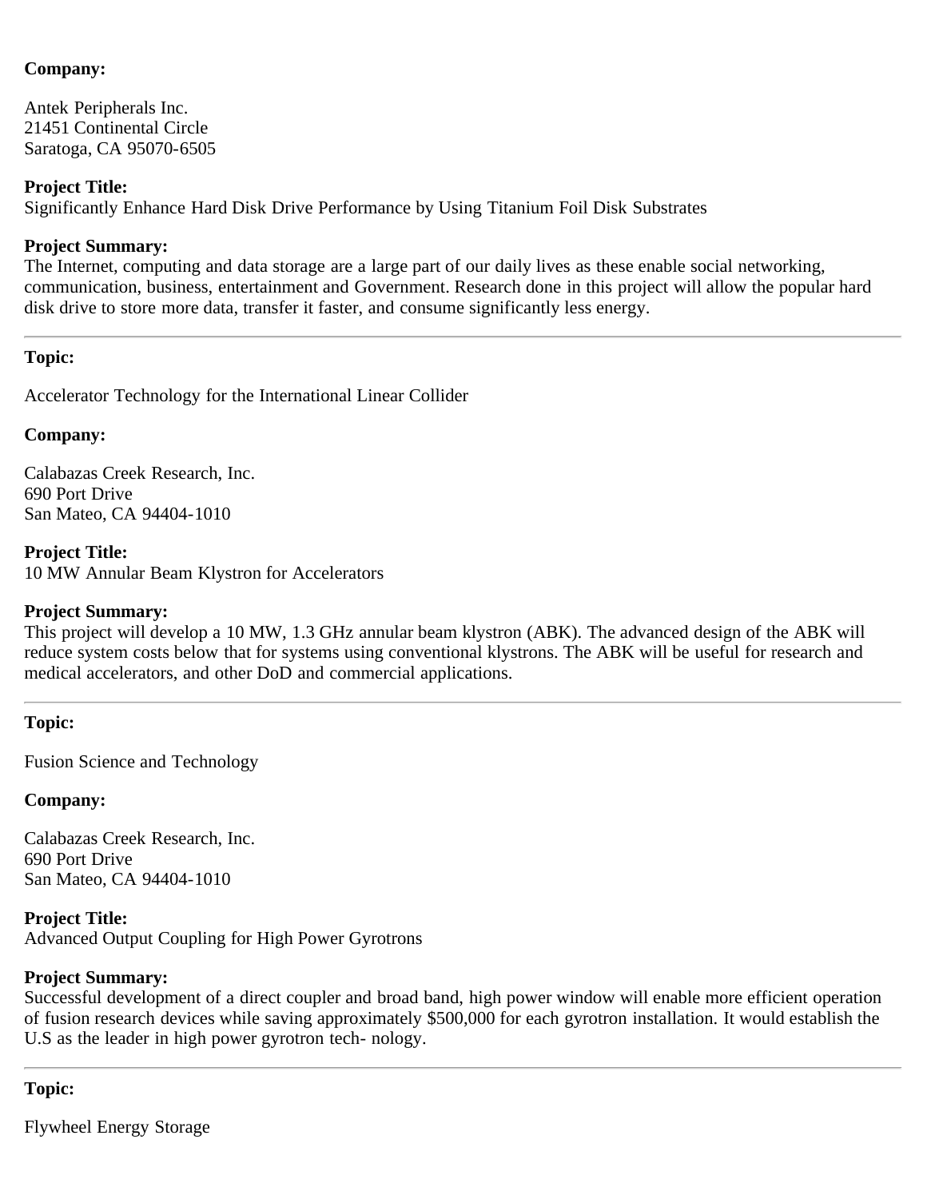**Company:**

Antek Peripherals Inc.
21451 Continental Circle
Saratoga, CA 95070-6505

**Project Title:**
Significantly Enhance Hard Disk Drive Performance by Using Titanium Foil Disk Substrates

**Project Summary:**
The Internet, computing and data storage are a large part of our daily lives as these enable social networking, communication, business, entertainment and Government. Research done in this project will allow the popular hard disk drive to store more data, transfer it faster, and consume significantly less energy.

---

**Topic:**

Accelerator Technology for the International Linear Collider

**Company:**

Calabazas Creek Research, Inc.
690 Port Drive
San Mateo, CA 94404-1010

**Project Title:**
10 MW Annular Beam Klystron for Accelerators

**Project Summary:**
This project will develop a 10 MW, 1.3 GHz annular beam klystron (ABK). The advanced design of the ABK will reduce system costs below that for systems using conventional klystrons. The ABK will be useful for research and medical accelerators, and other DoD and commercial applications.

---

**Topic:**

Fusion Science and Technology

**Company:**

Calabazas Creek Research, Inc.
690 Port Drive
San Mateo, CA 94404-1010

**Project Title:**
Advanced Output Coupling for High Power Gyrotrons

**Project Summary:**
Successful development of a direct coupler and broad band, high power window will enable more efficient operation of fusion research devices while saving approximately $500,000 for each gyrotron installation. It would establish the U.S as the leader in high power gyrotron tech- nology.

---

**Topic:**

Flywheel Energy Storage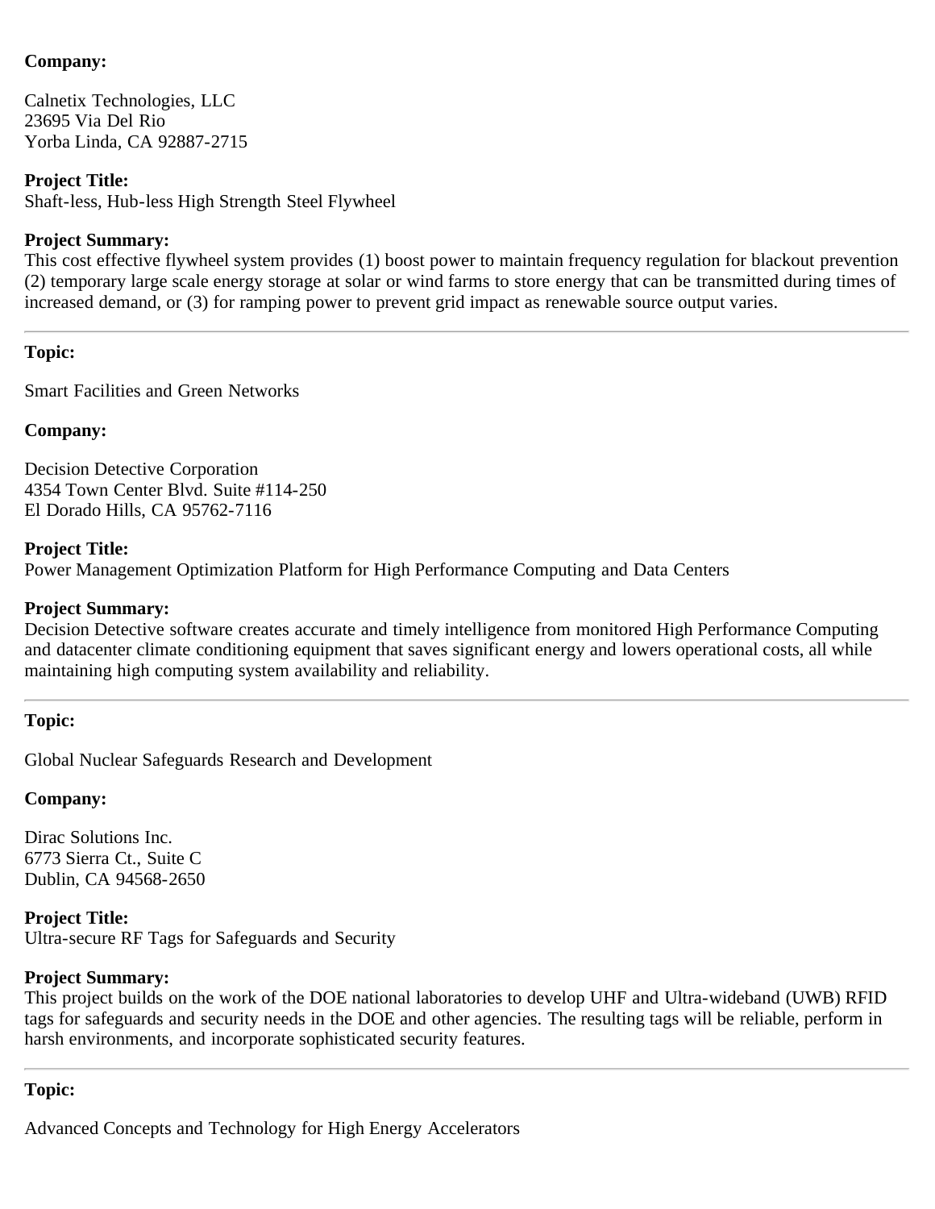**Company:**

Calnetix Technologies, LLC
23695 Via Del Rio
Yorba Linda, CA 92887-2715

**Project Title:**
Shaft-less, Hub-less High Strength Steel Flywheel

**Project Summary:**
This cost effective flywheel system provides (1) boost power to maintain frequency regulation for blackout prevention (2) temporary large scale energy storage at solar or wind farms to store energy that can be transmitted during times of increased demand, or (3) for ramping power to prevent grid impact as renewable source output varies.

---

**Topic:**

Smart Facilities and Green Networks

**Company:**

Decision Detective Corporation
4354 Town Center Blvd. Suite #114-250
El Dorado Hills, CA 95762-7116

**Project Title:**
Power Management Optimization Platform for High Performance Computing and Data Centers

**Project Summary:**
Decision Detective software creates accurate and timely intelligence from monitored High Performance Computing and datacenter climate conditioning equipment that saves significant energy and lowers operational costs, all while maintaining high computing system availability and reliability.

---

**Topic:**

Global Nuclear Safeguards Research and Development

**Company:**

Dirac Solutions Inc.
6773 Sierra Ct., Suite C
Dublin, CA 94568-2650

**Project Title:**
Ultra-secure RF Tags for Safeguards and Security

**Project Summary:**
This project builds on the work of the DOE national laboratories to develop UHF and Ultra-wideband (UWB) RFID tags for safeguards and security needs in the DOE and other agencies. The resulting tags will be reliable, perform in harsh environments, and incorporate sophisticated security features.

---

**Topic:**

Advanced Concepts and Technology for High Energy Accelerators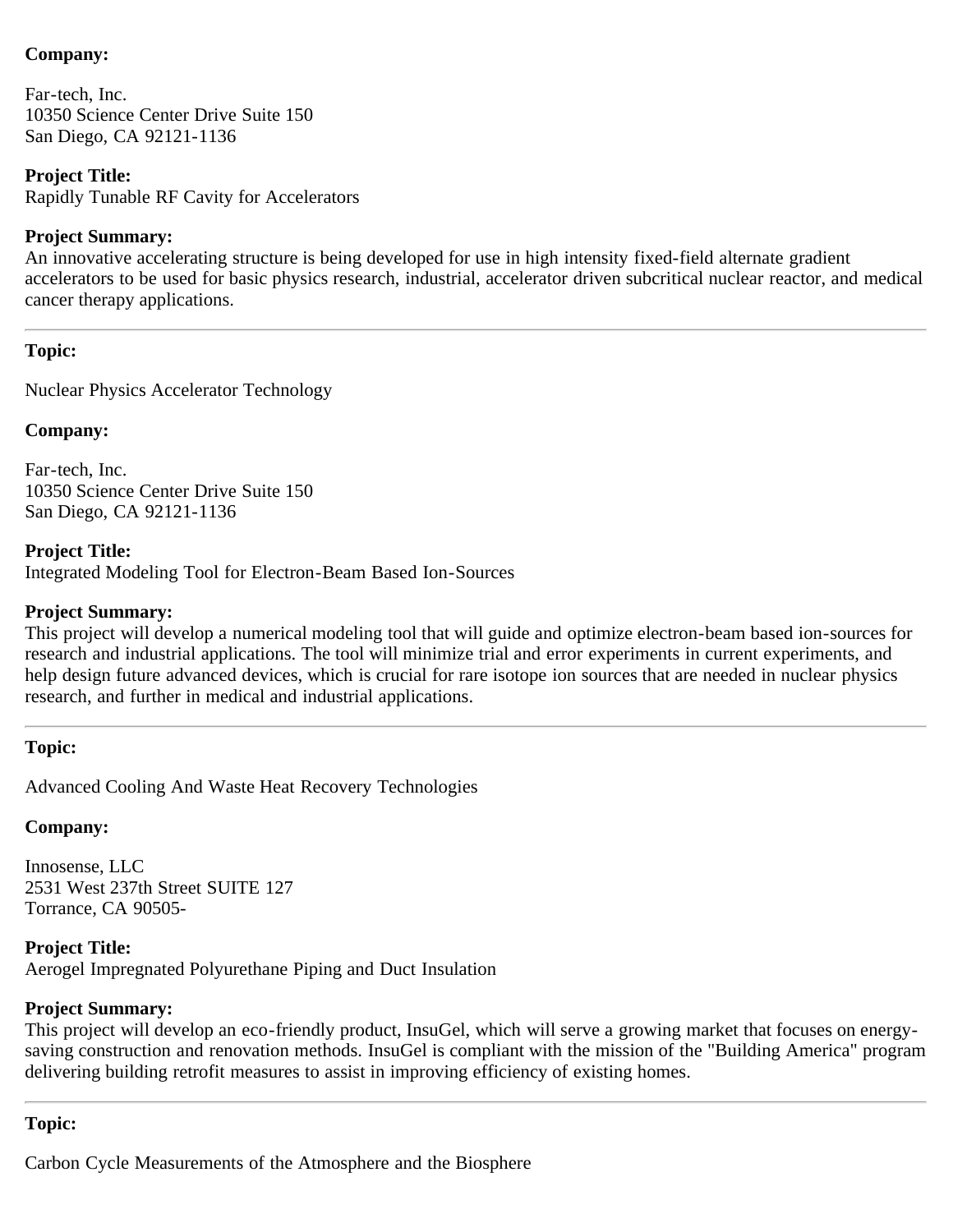**Company:**

Far-tech, Inc.
10350 Science Center Drive Suite 150
San Diego, CA 92121-1136

**Project Title:**
Rapidly Tunable RF Cavity for Accelerators

**Project Summary:**
An innovative accelerating structure is being developed for use in high intensity fixed-field alternate gradient accelerators to be used for basic physics research, industrial, accelerator driven subcritical nuclear reactor, and medical cancer therapy applications.

---

**Topic:**

Nuclear Physics Accelerator Technology

**Company:**

Far-tech, Inc.
10350 Science Center Drive Suite 150
San Diego, CA 92121-1136

**Project Title:**
Integrated Modeling Tool for Electron-Beam Based Ion-Sources

**Project Summary:**
This project will develop a numerical modeling tool that will guide and optimize electron-beam based ion-sources for research and industrial applications. The tool will minimize trial and error experiments in current experiments, and help design future advanced devices, which is crucial for rare isotope ion sources that are needed in nuclear physics research, and further in medical and industrial applications.

---

**Topic:**

Advanced Cooling And Waste Heat Recovery Technologies

**Company:**

Innosense, LLC
2531 West 237th Street SUITE 127
Torrance, CA 90505-

**Project Title:**
Aerogel Impregnated Polyurethane Piping and Duct Insulation

**Project Summary:**
This project will develop an eco-friendly product, InsuGel, which will serve a growing market that focuses on energy-saving construction and renovation methods. InsuGel is compliant with the mission of the "Building America" program delivering building retrofit measures to assist in improving efficiency of existing homes.

---

**Topic:**

Carbon Cycle Measurements of the Atmosphere and the Biosphere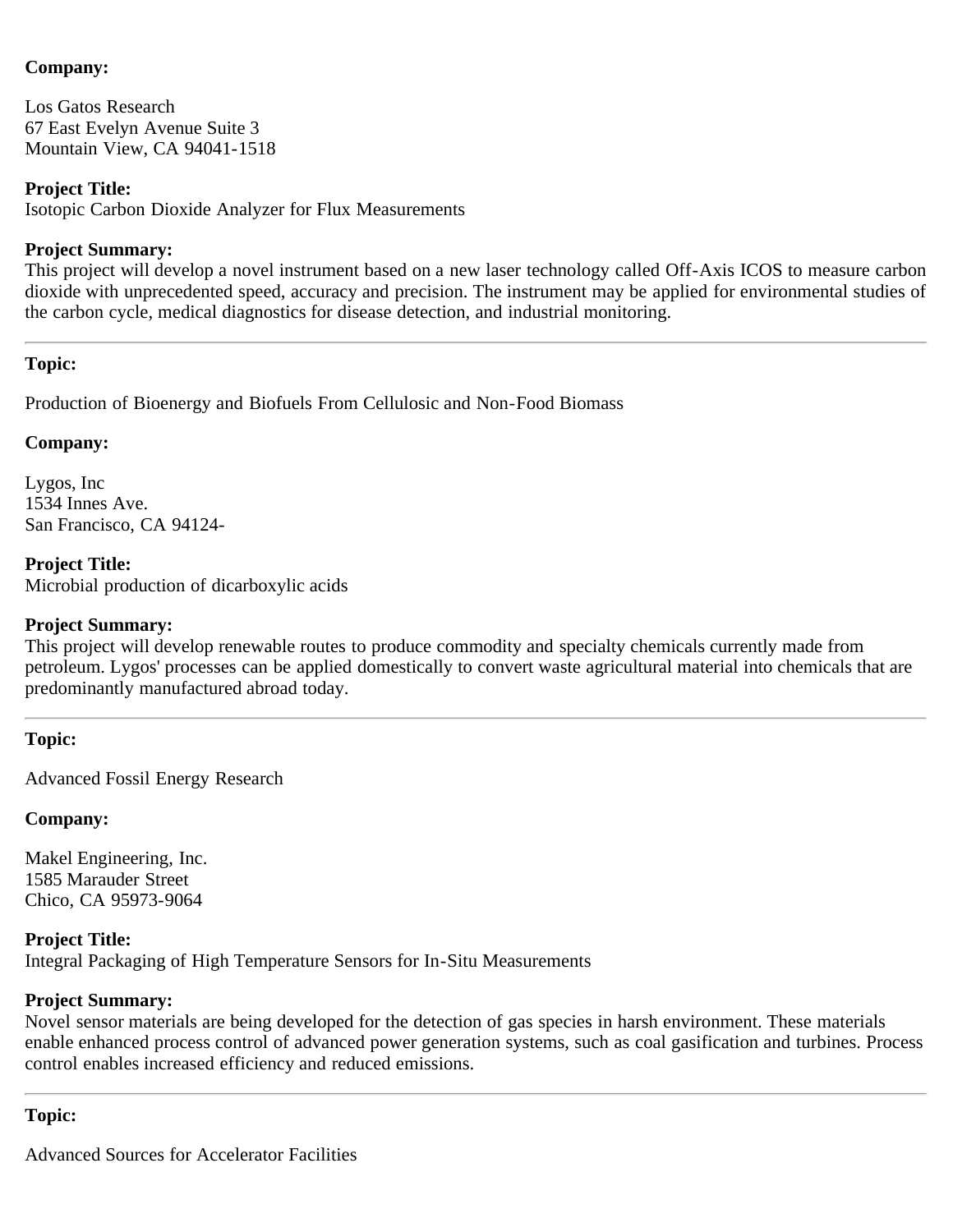**Company:**

Los Gatos Research
67 East Evelyn Avenue Suite 3
Mountain View, CA 94041-1518

**Project Title:**
Isotopic Carbon Dioxide Analyzer for Flux Measurements

**Project Summary:**
This project will develop a novel instrument based on a new laser technology called Off-Axis ICOS to measure carbon dioxide with unprecedented speed, accuracy and precision. The instrument may be applied for environmental studies of the carbon cycle, medical diagnostics for disease detection, and industrial monitoring.

---

**Topic:**

Production of Bioenergy and Biofuels From Cellulosic and Non-Food Biomass

**Company:**

Lygos, Inc
1534 Innes Ave.
San Francisco, CA 94124-

**Project Title:**
Microbial production of dicarboxylic acids

**Project Summary:**
This project will develop renewable routes to produce commodity and specialty chemicals currently made from petroleum. Lygos' processes can be applied domestically to convert waste agricultural material into chemicals that are predominantly manufactured abroad today.

---

**Topic:**

Advanced Fossil Energy Research

**Company:**

Makel Engineering, Inc.
1585 Marauder Street
Chico, CA 95973-9064

**Project Title:**
Integral Packaging of High Temperature Sensors for In-Situ Measurements

**Project Summary:**
Novel sensor materials are being developed for the detection of gas species in harsh environment. These materials enable enhanced process control of advanced power generation systems, such as coal gasification and turbines. Process control enables increased efficiency and reduced emissions.

---

**Topic:**

Advanced Sources for Accelerator Facilities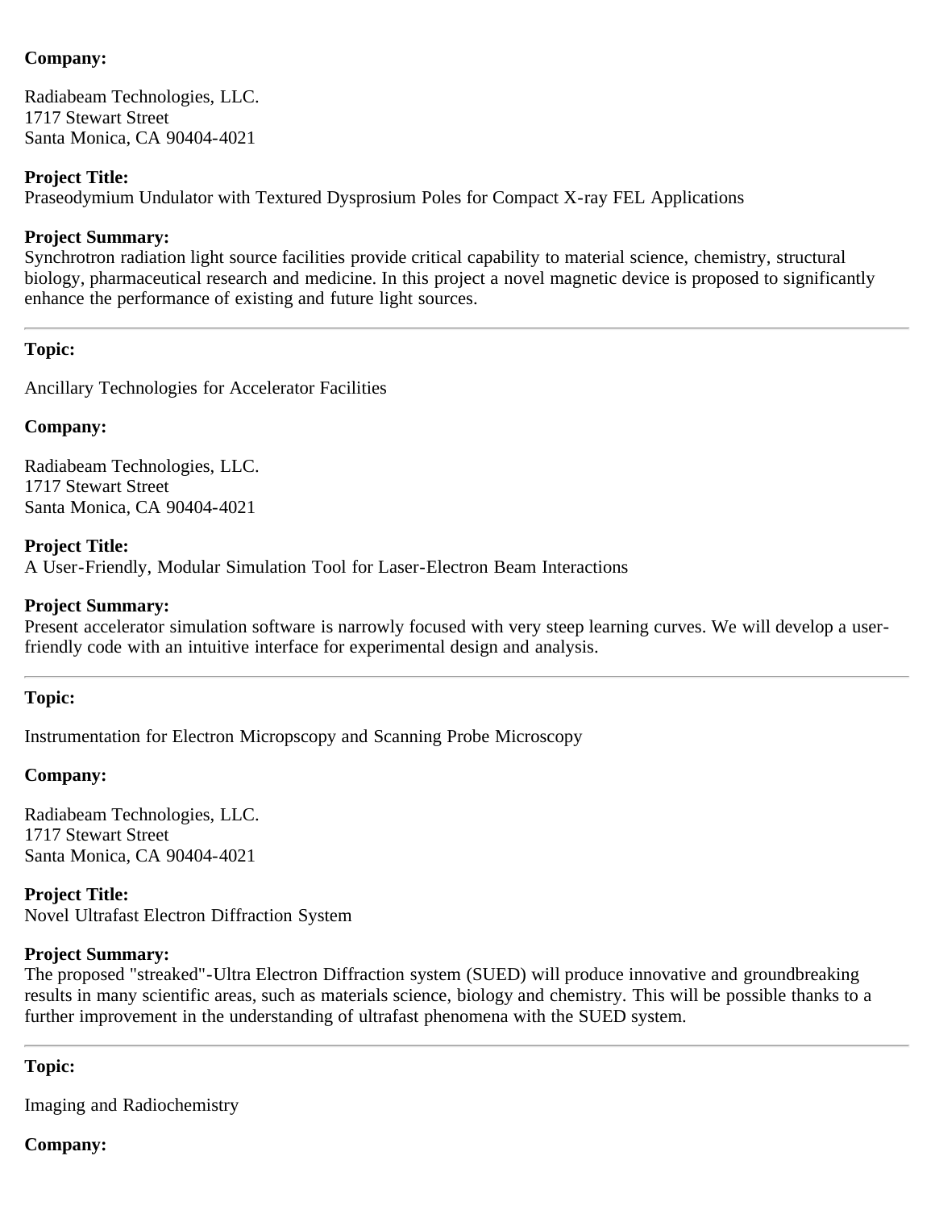**Company:**

Radiabeam Technologies, LLC.
1717 Stewart Street
Santa Monica, CA 90404-4021

**Project Title:**
Praseodymium Undulator with Textured Dysprosium Poles for Compact X-ray FEL Applications

**Project Summary:**
Synchrotron radiation light source facilities provide critical capability to material science, chemistry, structural biology, pharmaceutical research and medicine. In this project a novel magnetic device is proposed to significantly enhance the performance of existing and future light sources.

---

**Topic:**

Ancillary Technologies for Accelerator Facilities

**Company:**

Radiabeam Technologies, LLC.
1717 Stewart Street
Santa Monica, CA 90404-4021

**Project Title:**
A User-Friendly, Modular Simulation Tool for Laser-Electron Beam Interactions

**Project Summary:**
Present accelerator simulation software is narrowly focused with very steep learning curves. We will develop a user-friendly code with an intuitive interface for experimental design and analysis.

---

**Topic:**

Instrumentation for Electron Micropscopy and Scanning Probe Microscopy

**Company:**

Radiabeam Technologies, LLC.
1717 Stewart Street
Santa Monica, CA 90404-4021

**Project Title:**
Novel Ultrafast Electron Diffraction System

**Project Summary:**
The proposed "streaked"-Ultra Electron Diffraction system (SUED) will produce innovative and groundbreaking results in many scientific areas, such as materials science, biology and chemistry. This will be possible thanks to a further improvement in the understanding of ultrafast phenomena with the SUED system.

---

**Topic:**

Imaging and Radiochemistry

**Company:**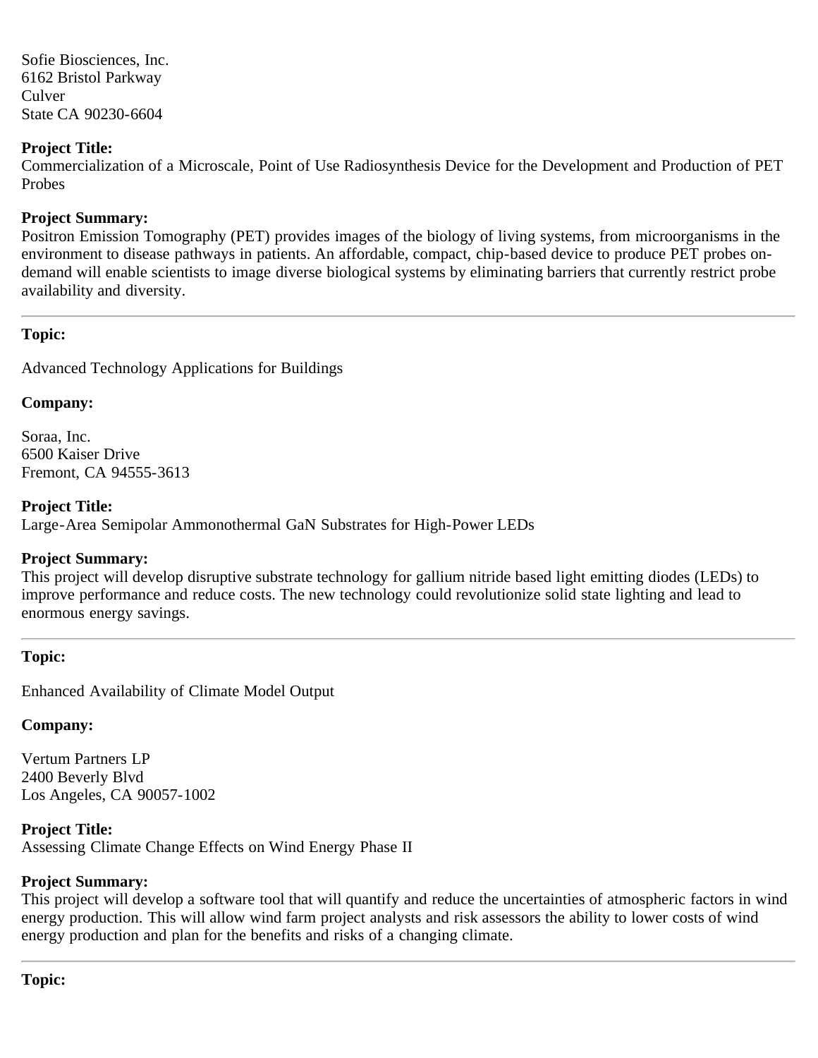Sofie Biosciences, Inc.
6162 Bristol Parkway
Culver
State CA 90230-6604

**Project Title:**
Commercialization of a Microscale, Point of Use Radiosynthesis Device for the Development and Production of PET Probes

**Project Summary:**
Positron Emission Tomography (PET) provides images of the biology of living systems, from microorganisms in the environment to disease pathways in patients. An affordable, compact, chip-based device to produce PET probes on-demand will enable scientists to image diverse biological systems by eliminating barriers that currently restrict probe availability and diversity.

---

**Topic:**

Advanced Technology Applications for Buildings

**Company:**

Soraa, Inc.
6500 Kaiser Drive
Fremont, CA 94555-3613

**Project Title:**
Large-Area Semipolar Ammonothermal GaN Substrates for High-Power LEDs

**Project Summary:**
This project will develop disruptive substrate technology for gallium nitride based light emitting diodes (LEDs) to improve performance and reduce costs. The new technology could revolutionize solid state lighting and lead to enormous energy savings.

---

**Topic:**

Enhanced Availability of Climate Model Output

**Company:**

Vertum Partners LP
2400 Beverly Blvd
Los Angeles, CA 90057-1002

**Project Title:**
Assessing Climate Change Effects on Wind Energy Phase II

**Project Summary:**
This project will develop a software tool that will quantify and reduce the uncertainties of atmospheric factors in wind energy production. This will allow wind farm project analysts and risk assessors the ability to lower costs of wind energy production and plan for the benefits and risks of a changing climate.

---

**Topic:**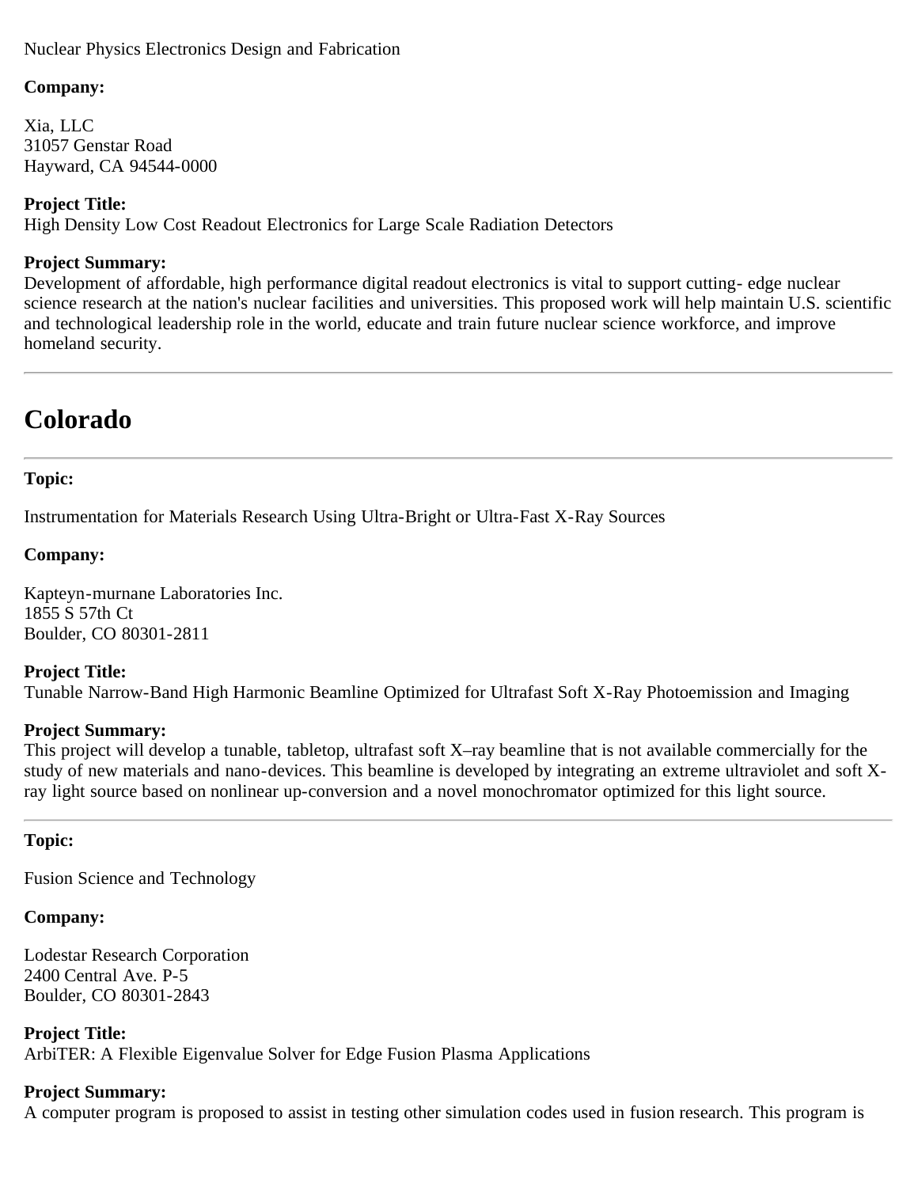Nuclear Physics Electronics Design and Fabrication

**Company:**

Xia, LLC
31057 Genstar Road
Hayward, CA 94544-0000

**Project Title:**
High Density Low Cost Readout Electronics for Large Scale Radiation Detectors

**Project Summary:**
Development of affordable, high performance digital readout electronics is vital to support cutting- edge nuclear science research at the nation's nuclear facilities and universities. This proposed work will help maintain U.S. scientific and technological leadership role in the world, educate and train future nuclear science workforce, and improve homeland security.

---

# Colorado

---

**Topic:**

Instrumentation for Materials Research Using Ultra-Bright or Ultra-Fast X-Ray Sources

**Company:**

Kapteyn-murnane Laboratories Inc.
1855 S 57th Ct
Boulder, CO 80301-2811

**Project Title:**
Tunable Narrow-Band High Harmonic Beamline Optimized for Ultrafast Soft X-Ray Photoemission and Imaging

**Project Summary:**
This project will develop a tunable, tabletop, ultrafast soft X–ray beamline that is not available commercially for the study of new materials and nano-devices. This beamline is developed by integrating an extreme ultraviolet and soft X-ray light source based on nonlinear up-conversion and a novel monochromator optimized for this light source.

---

**Topic:**

Fusion Science and Technology

**Company:**

Lodestar Research Corporation
2400 Central Ave. P-5
Boulder, CO 80301-2843

**Project Title:**
ArbiTER: A Flexible Eigenvalue Solver for Edge Fusion Plasma Applications

**Project Summary:**
A computer program is proposed to assist in testing other simulation codes used in fusion research. This program is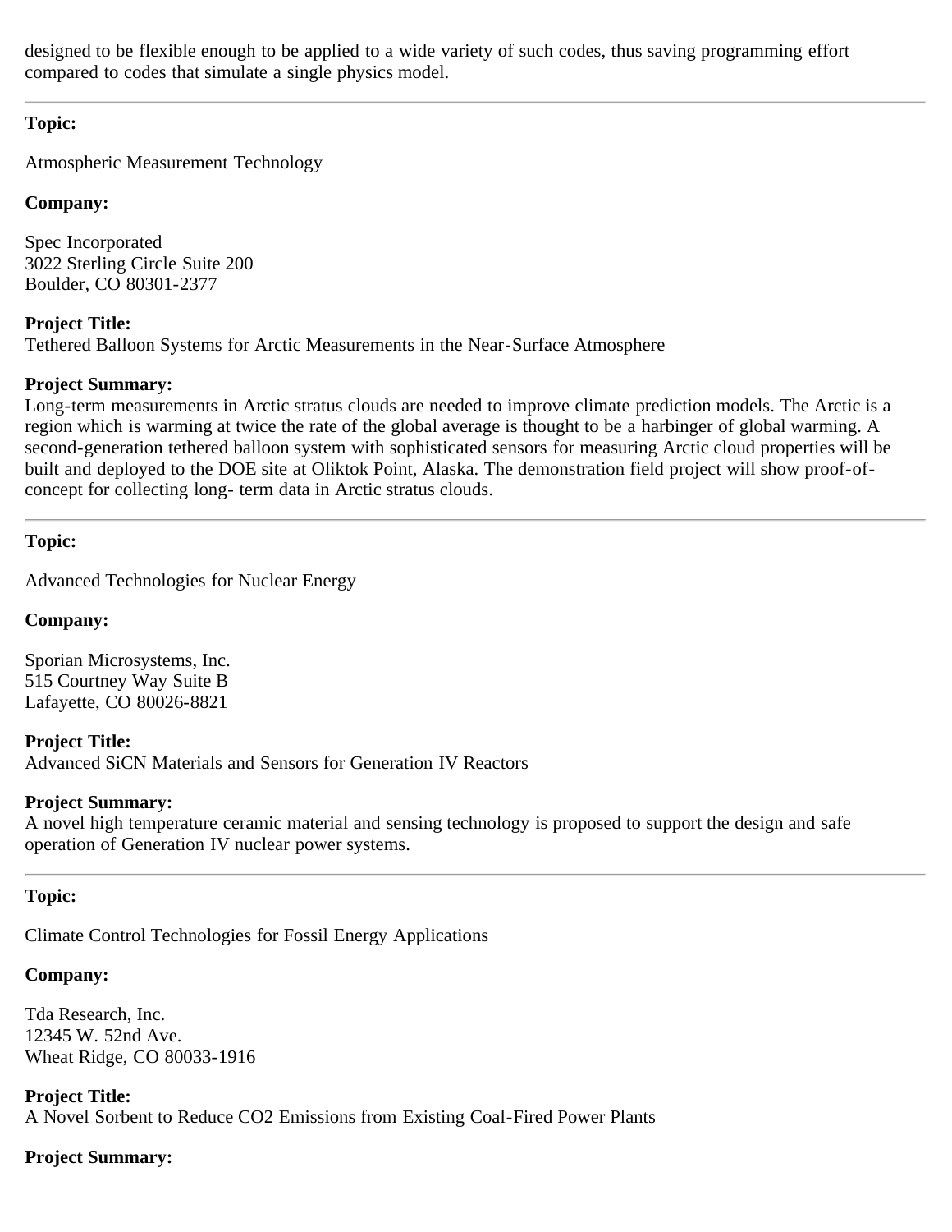designed to be flexible enough to be applied to a wide variety of such codes, thus saving programming effort compared to codes that simulate a single physics model.

---

**Topic:**

Atmospheric Measurement Technology

**Company:**

Spec Incorporated
3022 Sterling Circle Suite 200
Boulder, CO 80301-2377

**Project Title:**
Tethered Balloon Systems for Arctic Measurements in the Near-Surface Atmosphere

**Project Summary:**
Long-term measurements in Arctic stratus clouds are needed to improve climate prediction models. The Arctic is a region which is warming at twice the rate of the global average is thought to be a harbinger of global warming. A second-generation tethered balloon system with sophisticated sensors for measuring Arctic cloud properties will be built and deployed to the DOE site at Oliktok Point, Alaska. The demonstration field project will show proof-of-concept for collecting long- term data in Arctic stratus clouds.

---

**Topic:**

Advanced Technologies for Nuclear Energy

**Company:**

Sporian Microsystems, Inc.
515 Courtney Way Suite B
Lafayette, CO 80026-8821

**Project Title:**
Advanced SiCN Materials and Sensors for Generation IV Reactors

**Project Summary:**
A novel high temperature ceramic material and sensing technology is proposed to support the design and safe operation of Generation IV nuclear power systems.

---

**Topic:**

Climate Control Technologies for Fossil Energy Applications

**Company:**

Tda Research, Inc.
12345 W. 52nd Ave.
Wheat Ridge, CO 80033-1916

**Project Title:**
A Novel Sorbent to Reduce $CO_2$ Emissions from Existing Coal-Fired Power Plants

**Project Summary:**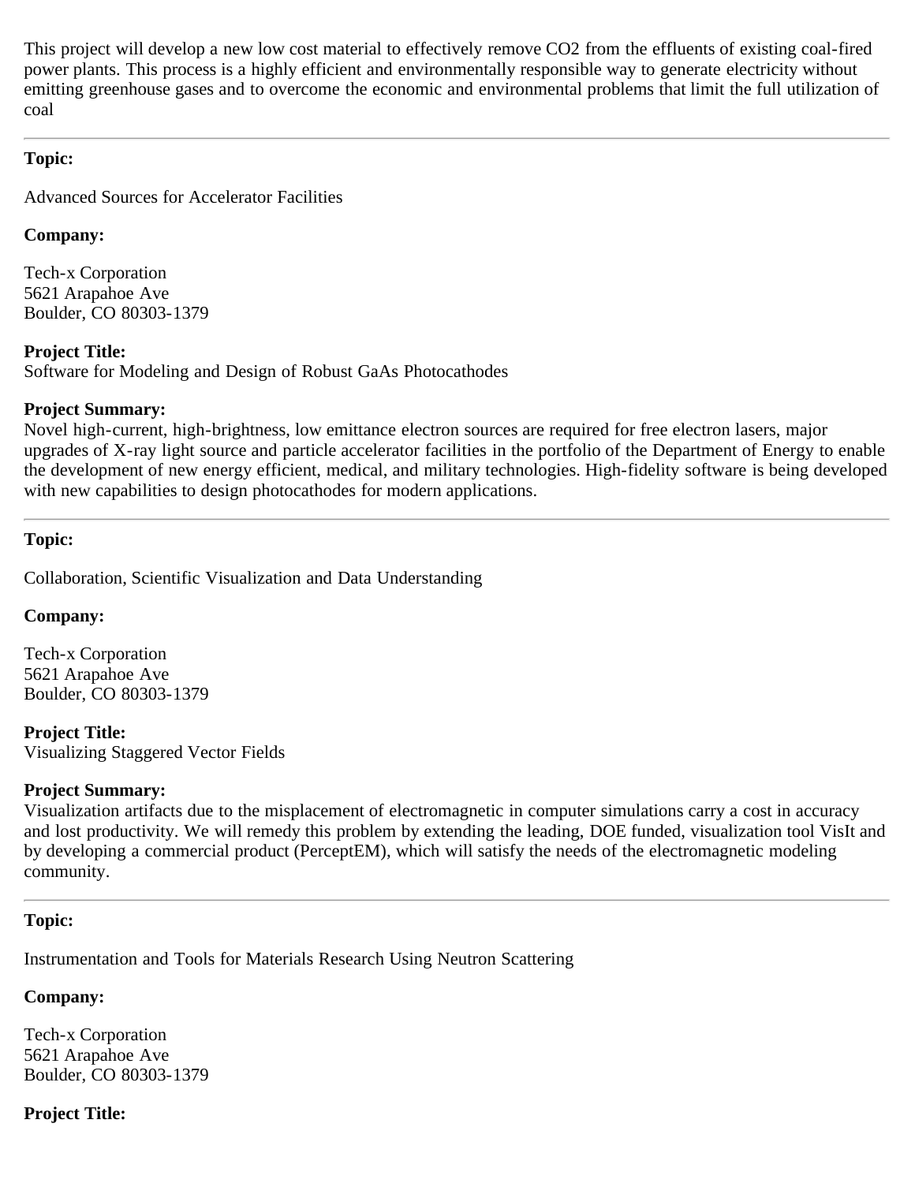This project will develop a new low cost material to effectively remove $CO_2$ from the effluents of existing coal-fired power plants. This process is a highly efficient and environmentally responsible way to generate electricity without emitting greenhouse gases and to overcome the economic and environmental problems that limit the full utilization of coal

---

**Topic:**

Advanced Sources for Accelerator Facilities

**Company:**

Tech-x Corporation
5621 Arapahoe Ave
Boulder, CO 80303-1379

**Project Title:**
Software for Modeling and Design of Robust GaAs Photocathodes

**Project Summary:**
Novel high-current, high-brightness, low emittance electron sources are required for free electron lasers, major upgrades of X-ray light source and particle accelerator facilities in the portfolio of the Department of Energy to enable the development of new energy efficient, medical, and military technologies. High-fidelity software is being developed with new capabilities to design photocathodes for modern applications.

---

**Topic:**

Collaboration, Scientific Visualization and Data Understanding

**Company:**

Tech-x Corporation
5621 Arapahoe Ave
Boulder, CO 80303-1379

**Project Title:**
Visualizing Staggered Vector Fields

**Project Summary:**
Visualization artifacts due to the misplacement of electromagnetic in computer simulations carry a cost in accuracy and lost productivity. We will remedy this problem by extending the leading, DOE funded, visualization tool VisIt and by developing a commercial product (PerceptEM), which will satisfy the needs of the electromagnetic modeling community.

---

**Topic:**

Instrumentation and Tools for Materials Research Using Neutron Scattering

**Company:**

Tech-x Corporation
5621 Arapahoe Ave
Boulder, CO 80303-1379

**Project Title:**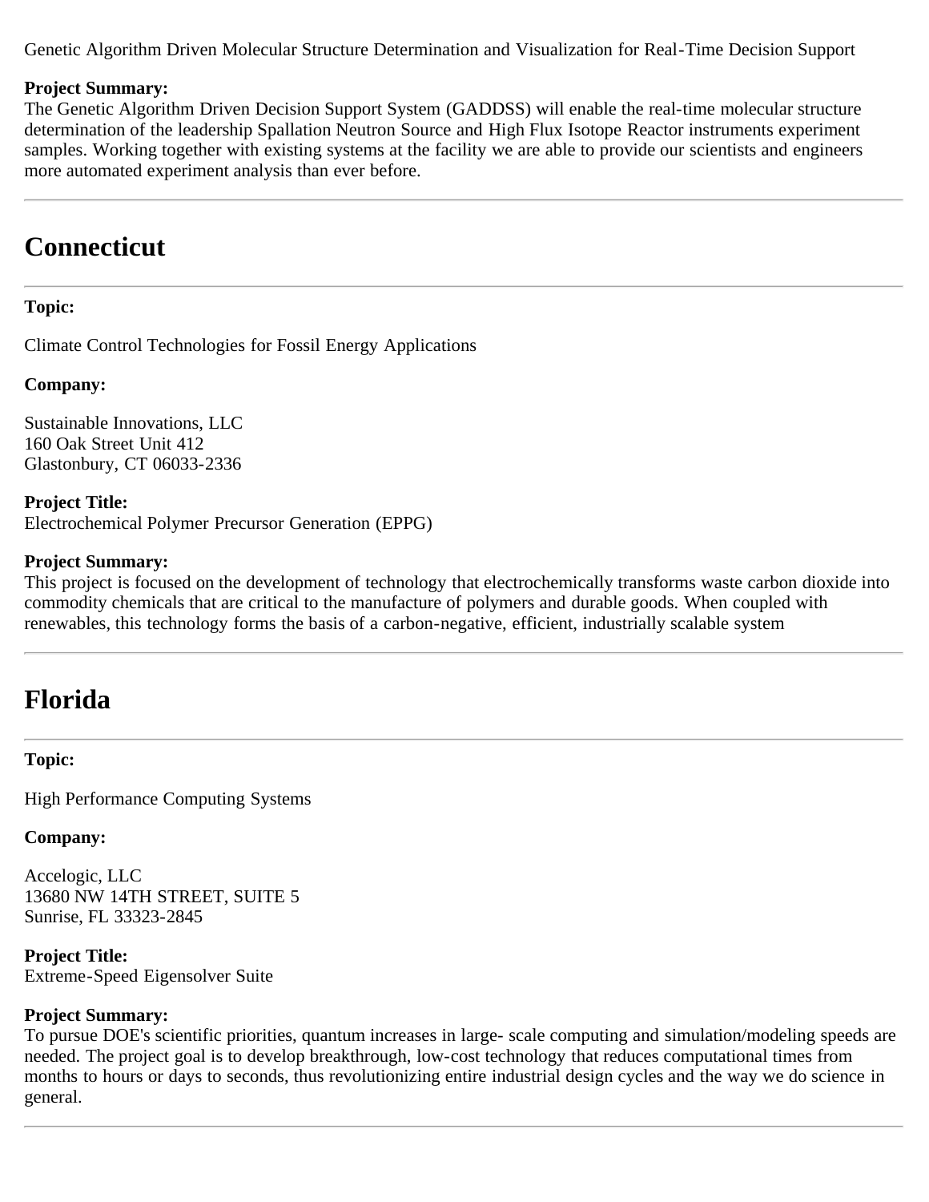Genetic Algorithm Driven Molecular Structure Determination and Visualization for Real-Time Decision Support

**Project Summary:**
The Genetic Algorithm Driven Decision Support System (GADDSS) will enable the real-time molecular structure determination of the leadership Spallation Neutron Source and High Flux Isotope Reactor instruments experiment samples. Working together with existing systems at the facility we are able to provide our scientists and engineers more automated experiment analysis than ever before.

---

# Connecticut

---

**Topic:**

Climate Control Technologies for Fossil Energy Applications

**Company:**

Sustainable Innovations, LLC
160 Oak Street Unit 412
Glastonbury, CT 06033-2336

**Project Title:**
Electrochemical Polymer Precursor Generation (EPPG)

**Project Summary:**
This project is focused on the development of technology that electrochemically transforms waste carbon dioxide into commodity chemicals that are critical to the manufacture of polymers and durable goods. When coupled with renewables, this technology forms the basis of a carbon-negative, efficient, industrially scalable system

---

# Florida

---

**Topic:**

High Performance Computing Systems

**Company:**

Accelogic, LLC
13680 NW 14TH STREET, SUITE 5
Sunrise, FL 33323-2845

**Project Title:**
Extreme-Speed Eigensolver Suite

**Project Summary:**
To pursue DOE's scientific priorities, quantum increases in large- scale computing and simulation/modeling speeds are needed. The project goal is to develop breakthrough, low-cost technology that reduces computational times from months to hours or days to seconds, thus revolutionizing entire industrial design cycles and the way we do science in general.

---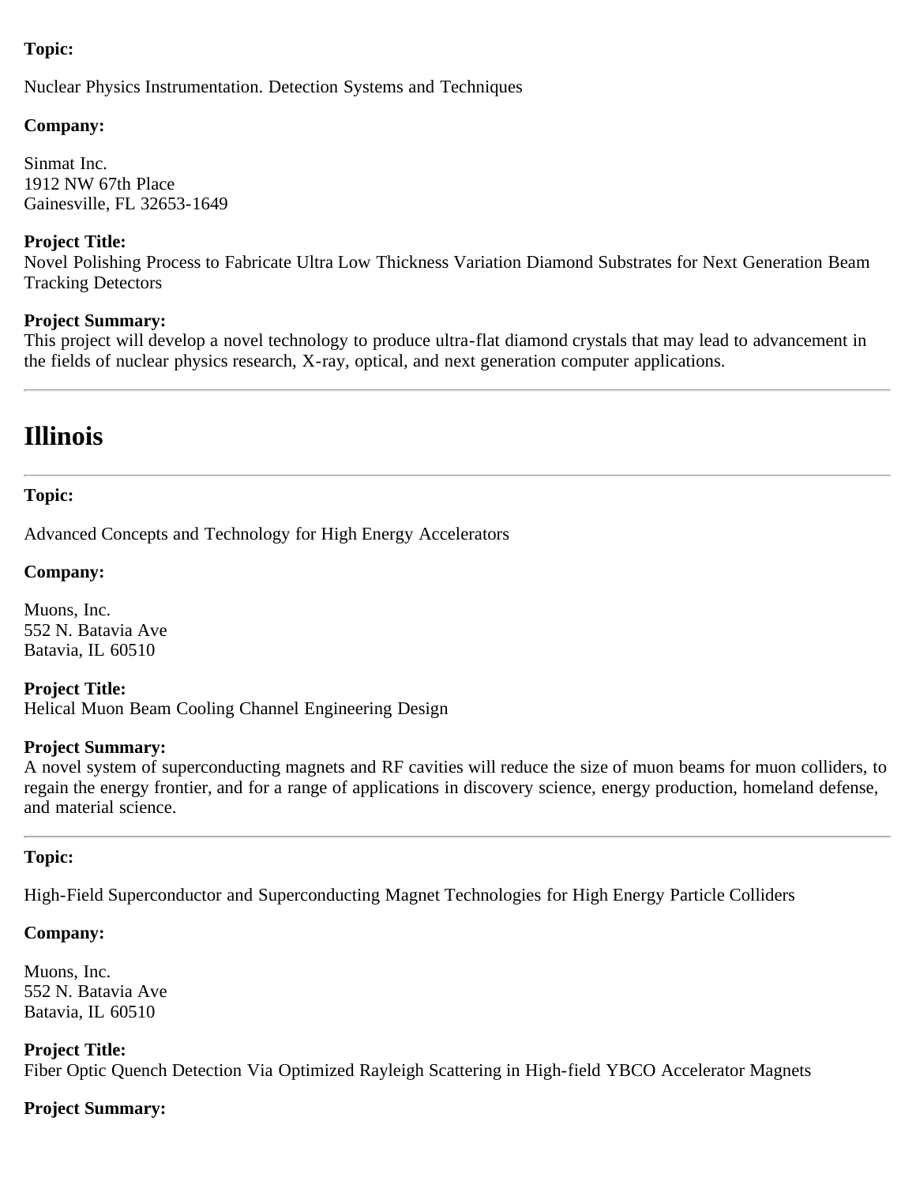**Topic:**

Nuclear Physics Instrumentation. Detection Systems and Techniques

**Company:**

Sinmat Inc.
1912 NW 67th Place
Gainesville, FL 32653-1649

**Project Title:**
Novel Polishing Process to Fabricate Ultra Low Thickness Variation Diamond Substrates for Next Generation Beam Tracking Detectors

**Project Summary:**
This project will develop a novel technology to produce ultra-flat diamond crystals that may lead to advancement in the fields of nuclear physics research, X-ray, optical, and next generation computer applications.

---

# Illinois

---

**Topic:**

Advanced Concepts and Technology for High Energy Accelerators

**Company:**

Muons, Inc.
552 N. Batavia Ave
Batavia, IL 60510

**Project Title:**
Helical Muon Beam Cooling Channel Engineering Design

**Project Summary:**
A novel system of superconducting magnets and RF cavities will reduce the size of muon beams for muon colliders, to regain the energy frontier, and for a range of applications in discovery science, energy production, homeland defense, and material science.

---

**Topic:**

High-Field Superconductor and Superconducting Magnet Technologies for High Energy Particle Colliders

**Company:**

Muons, Inc.
552 N. Batavia Ave
Batavia, IL 60510

**Project Title:**
Fiber Optic Quench Detection Via Optimized Rayleigh Scattering in High-field YBCO Accelerator Magnets

**Project Summary:**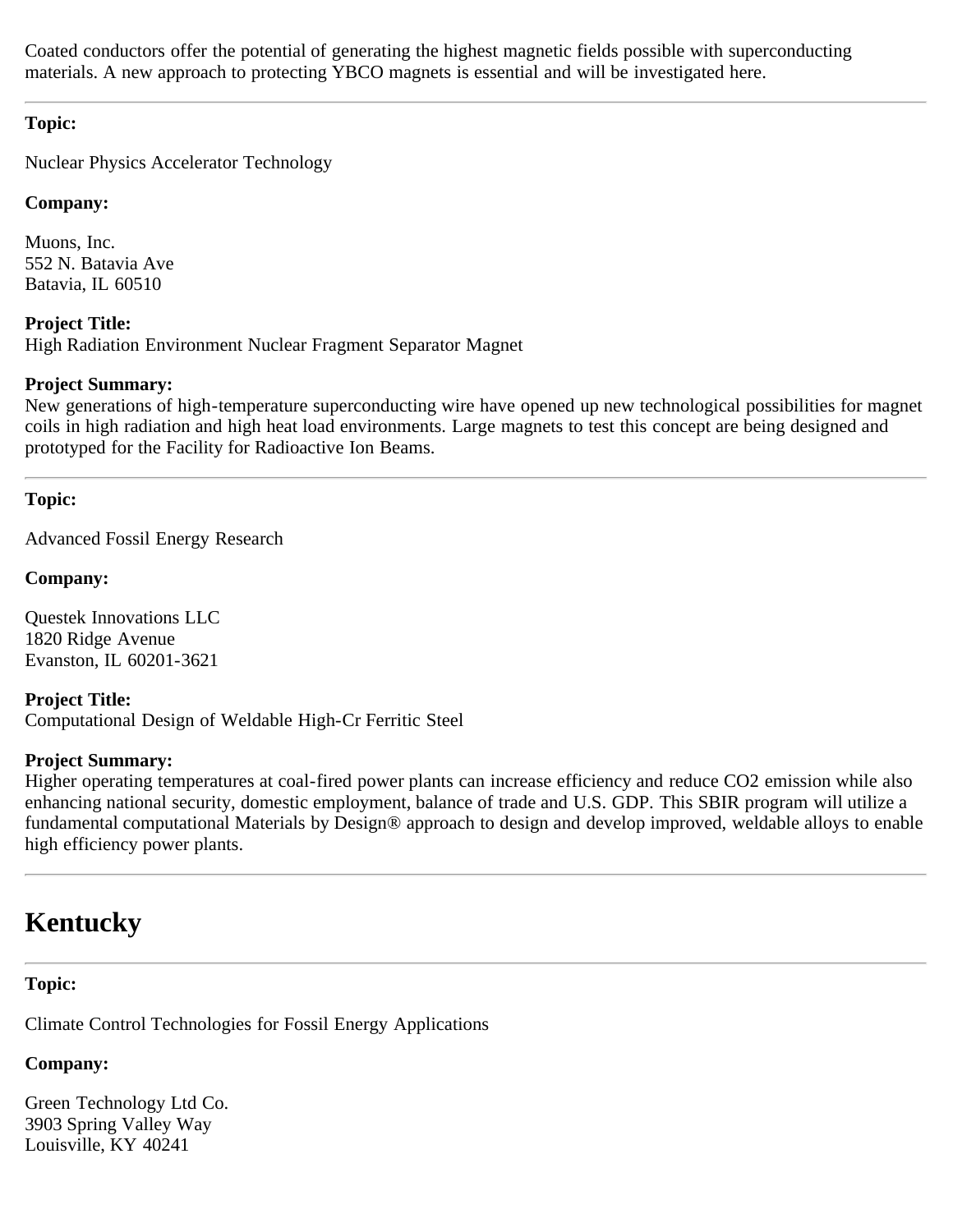Coated conductors offer the potential of generating the highest magnetic fields possible with superconducting materials. A new approach to protecting YBCO magnets is essential and will be investigated here.

---

**Topic:**

Nuclear Physics Accelerator Technology

**Company:**

Muons, Inc.
552 N. Batavia Ave
Batavia, IL 60510

**Project Title:**
High Radiation Environment Nuclear Fragment Separator Magnet

**Project Summary:**
New generations of high-temperature superconducting wire have opened up new technological possibilities for magnet coils in high radiation and high heat load environments. Large magnets to test this concept are being designed and prototyped for the Facility for Radioactive Ion Beams.

---

**Topic:**

Advanced Fossil Energy Research

**Company:**

Questek Innovations LLC
1820 Ridge Avenue
Evanston, IL 60201-3621

**Project Title:**
Computational Design of Weldable High-Cr Ferritic Steel

**Project Summary:**
Higher operating temperatures at coal-fired power plants can increase efficiency and reduce $CO_2$ emission while also enhancing national security, domestic employment, balance of trade and U.S. GDP. This SBIR program will utilize a fundamental computational Materials by Design® approach to design and develop improved, weldable alloys to enable high efficiency power plants.

---

# Kentucky

---

**Topic:**

Climate Control Technologies for Fossil Energy Applications

**Company:**

Green Technology Ltd Co.
3903 Spring Valley Way
Louisville, KY 40241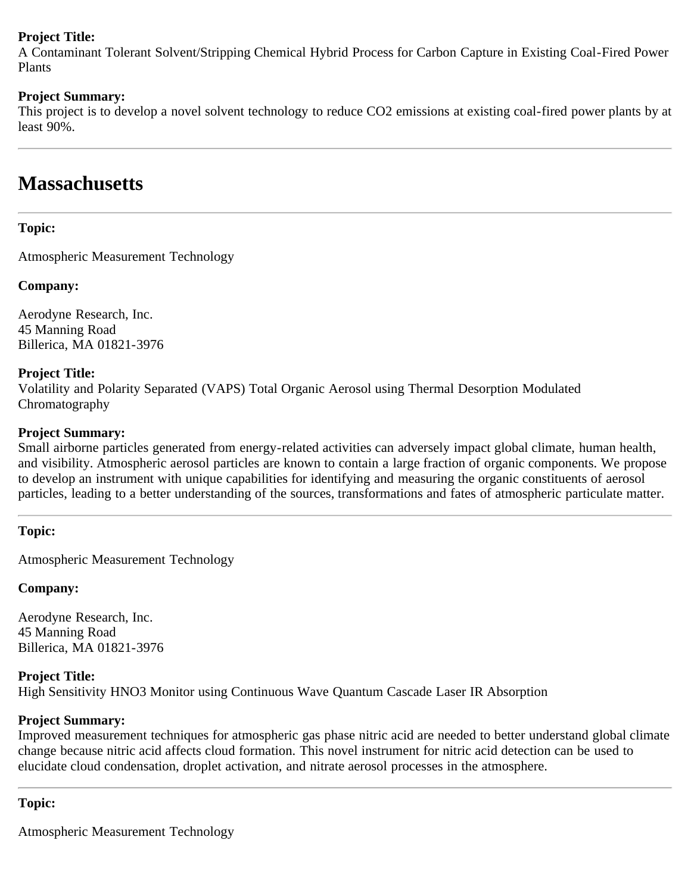**Project Title:**
A Contaminant Tolerant Solvent/Stripping Chemical Hybrid Process for Carbon Capture in Existing Coal-Fired Power Plants

**Project Summary:**
This project is to develop a novel solvent technology to reduce $CO_2$ emissions at existing coal-fired power plants by at least 90%.

---

# Massachusetts

---

**Topic:**

Atmospheric Measurement Technology

**Company:**

Aerodyne Research, Inc.
45 Manning Road
Billerica, MA 01821-3976

**Project Title:**
Volatility and Polarity Separated (VAPS) Total Organic Aerosol using Thermal Desorption Modulated Chromatography

**Project Summary:**
Small airborne particles generated from energy-related activities can adversely impact global climate, human health, and visibility. Atmospheric aerosol particles are known to contain a large fraction of organic components. We propose to develop an instrument with unique capabilities for identifying and measuring the organic constituents of aerosol particles, leading to a better understanding of the sources, transformations and fates of atmospheric particulate matter.

---

**Topic:**

Atmospheric Measurement Technology

**Company:**

Aerodyne Research, Inc.
45 Manning Road
Billerica, MA 01821-3976

**Project Title:**
High Sensitivity $HNO_3$ Monitor using Continuous Wave Quantum Cascade Laser IR Absorption

**Project Summary:**
Improved measurement techniques for atmospheric gas phase nitric acid are needed to better understand global climate change because nitric acid affects cloud formation. This novel instrument for nitric acid detection can be used to elucidate cloud condensation, droplet activation, and nitrate aerosol processes in the atmosphere.

---

**Topic:**

Atmospheric Measurement Technology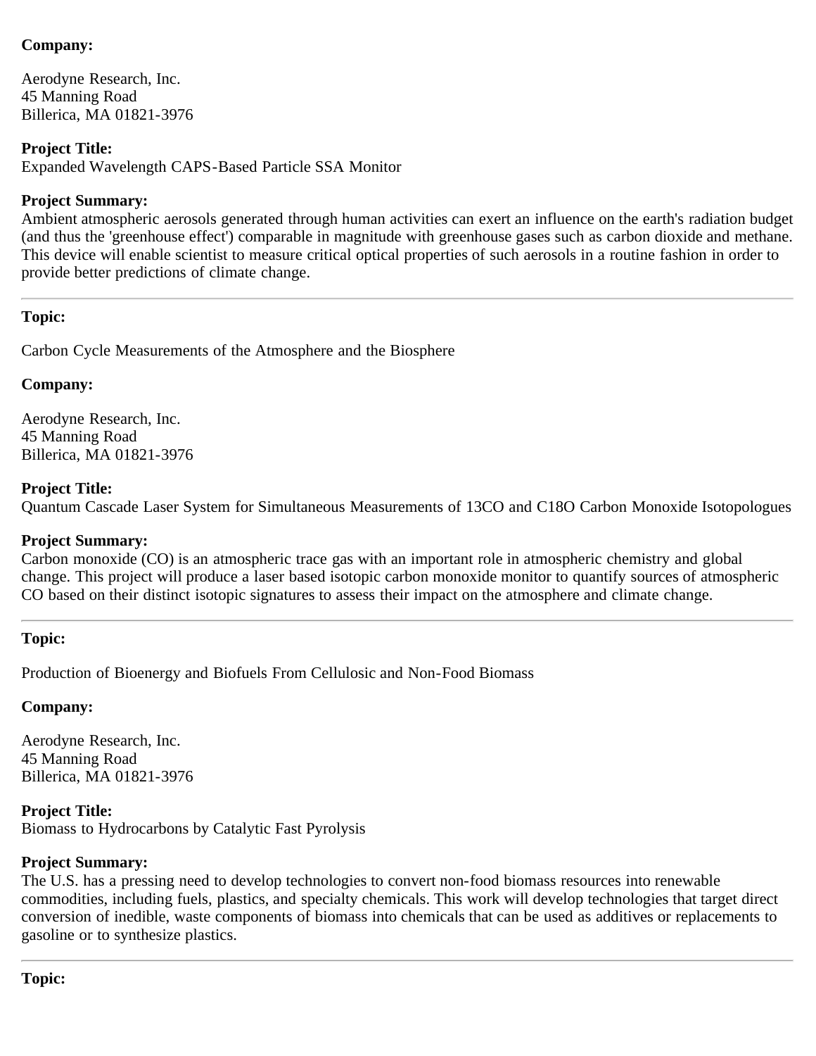**Company:**

Aerodyne Research, Inc.
45 Manning Road
Billerica, MA 01821-3976

**Project Title:**
Expanded Wavelength CAPS-Based Particle SSA Monitor

**Project Summary:**
Ambient atmospheric aerosols generated through human activities can exert an influence on the earth's radiation budget (and thus the 'greenhouse effect') comparable in magnitude with greenhouse gases such as carbon dioxide and methane. This device will enable scientist to measure critical optical properties of such aerosols in a routine fashion in order to provide better predictions of climate change.

---

**Topic:**

Carbon Cycle Measurements of the Atmosphere and the Biosphere

**Company:**

Aerodyne Research, Inc.
45 Manning Road
Billerica, MA 01821-3976

**Project Title:**
Quantum Cascade Laser System for Simultaneous Measurements of 13CO and C18O Carbon Monoxide Isotopologues

**Project Summary:**
Carbon monoxide (CO) is an atmospheric trace gas with an important role in atmospheric chemistry and global change. This project will produce a laser based isotopic carbon monoxide monitor to quantify sources of atmospheric CO based on their distinct isotopic signatures to assess their impact on the atmosphere and climate change.

---

**Topic:**

Production of Bioenergy and Biofuels From Cellulosic and Non-Food Biomass

**Company:**

Aerodyne Research, Inc.
45 Manning Road
Billerica, MA 01821-3976

**Project Title:**
Biomass to Hydrocarbons by Catalytic Fast Pyrolysis

**Project Summary:**
The U.S. has a pressing need to develop technologies to convert non-food biomass resources into renewable commodities, including fuels, plastics, and specialty chemicals. This work will develop technologies that target direct conversion of inedible, waste components of biomass into chemicals that can be used as additives or replacements to gasoline or to synthesize plastics.

---

**Topic:**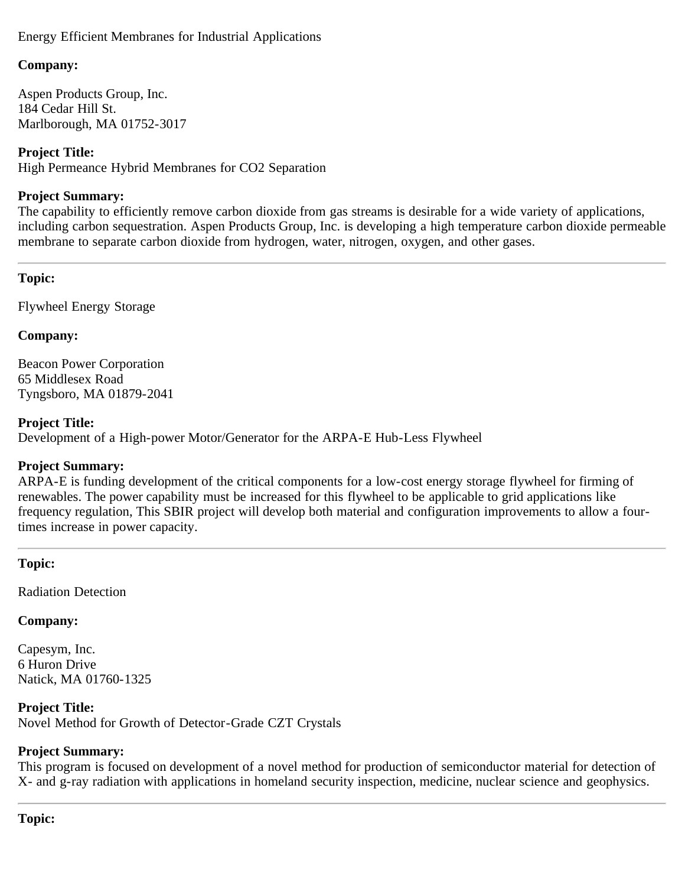Energy Efficient Membranes for Industrial Applications

**Company:**

Aspen Products Group, Inc.
184 Cedar Hill St.
Marlborough, MA 01752-3017

**Project Title:**
High Permeance Hybrid Membranes for CO2 Separation

**Project Summary:**
The capability to efficiently remove carbon dioxide from gas streams is desirable for a wide variety of applications, including carbon sequestration. Aspen Products Group, Inc. is developing a high temperature carbon dioxide permeable membrane to separate carbon dioxide from hydrogen, water, nitrogen, oxygen, and other gases.

---

**Topic:**

Flywheel Energy Storage

**Company:**

Beacon Power Corporation
65 Middlesex Road
Tyngsboro, MA 01879-2041

**Project Title:**
Development of a High-power Motor/Generator for the ARPA-E Hub-Less Flywheel

**Project Summary:**
ARPA-E is funding development of the critical components for a low-cost energy storage flywheel for firming of renewables. The power capability must be increased for this flywheel to be applicable to grid applications like frequency regulation, This SBIR project will develop both material and configuration improvements to allow a four-times increase in power capacity.

---

**Topic:**

Radiation Detection

**Company:**

Capesym, Inc.
6 Huron Drive
Natick, MA 01760-1325

**Project Title:**
Novel Method for Growth of Detector-Grade CZT Crystals

**Project Summary:**
This program is focused on development of a novel method for production of semiconductor material for detection of X- and g-ray radiation with applications in homeland security inspection, medicine, nuclear science and geophysics.

---

**Topic:**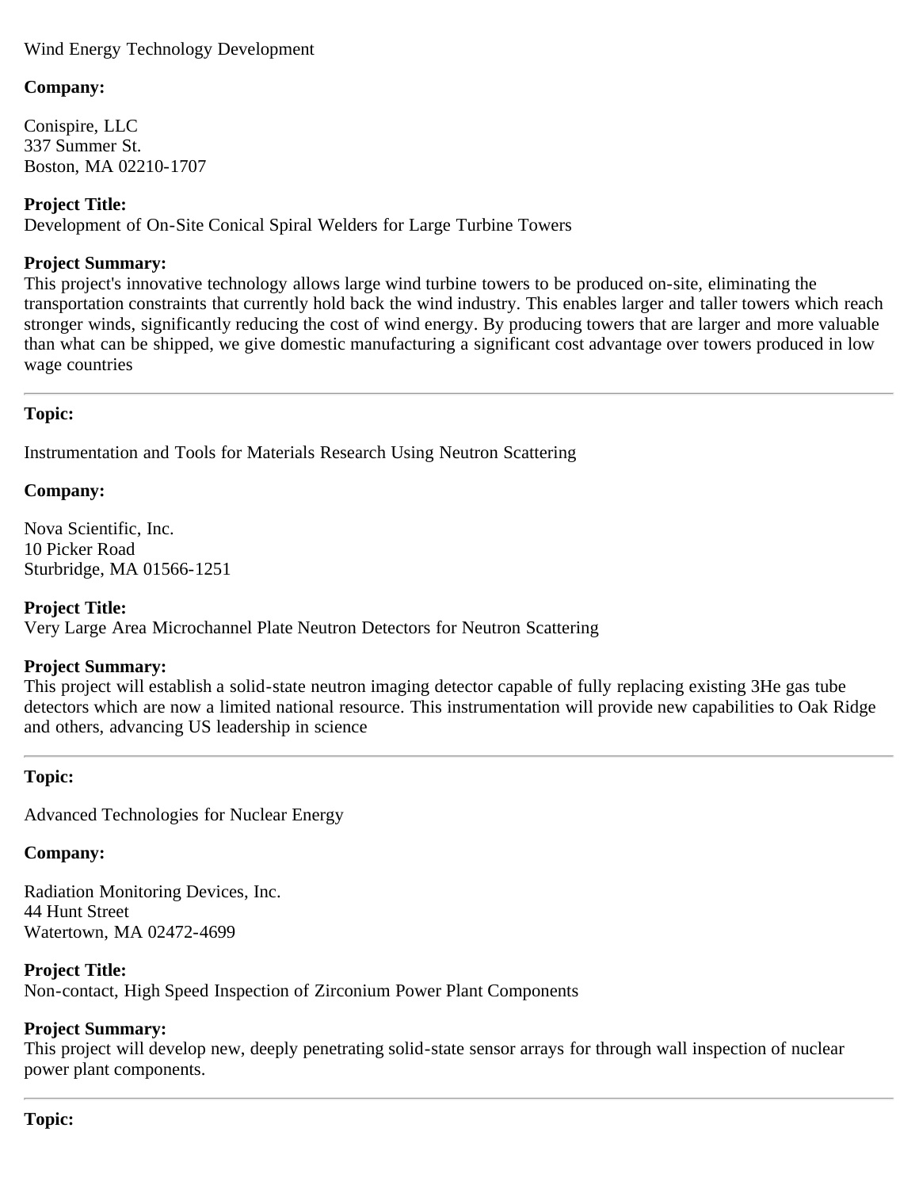Wind Energy Technology Development

**Company:**

Conispire, LLC
337 Summer St.
Boston, MA 02210-1707

**Project Title:**
Development of On-Site Conical Spiral Welders for Large Turbine Towers

**Project Summary:**
This project's innovative technology allows large wind turbine towers to be produced on-site, eliminating the transportation constraints that currently hold back the wind industry. This enables larger and taller towers which reach stronger winds, significantly reducing the cost of wind energy. By producing towers that are larger and more valuable than what can be shipped, we give domestic manufacturing a significant cost advantage over towers produced in low wage countries

---

**Topic:**

Instrumentation and Tools for Materials Research Using Neutron Scattering

**Company:**

Nova Scientific, Inc.
10 Picker Road
Sturbridge, MA 01566-1251

**Project Title:**
Very Large Area Microchannel Plate Neutron Detectors for Neutron Scattering

**Project Summary:**
This project will establish a solid-state neutron imaging detector capable of fully replacing existing 3He gas tube detectors which are now a limited national resource. This instrumentation will provide new capabilities to Oak Ridge and others, advancing US leadership in science

---

**Topic:**

Advanced Technologies for Nuclear Energy

**Company:**

Radiation Monitoring Devices, Inc.
44 Hunt Street
Watertown, MA 02472-4699

**Project Title:**
Non-contact, High Speed Inspection of Zirconium Power Plant Components

**Project Summary:**
This project will develop new, deeply penetrating solid-state sensor arrays for through wall inspection of nuclear power plant components.

---

**Topic:**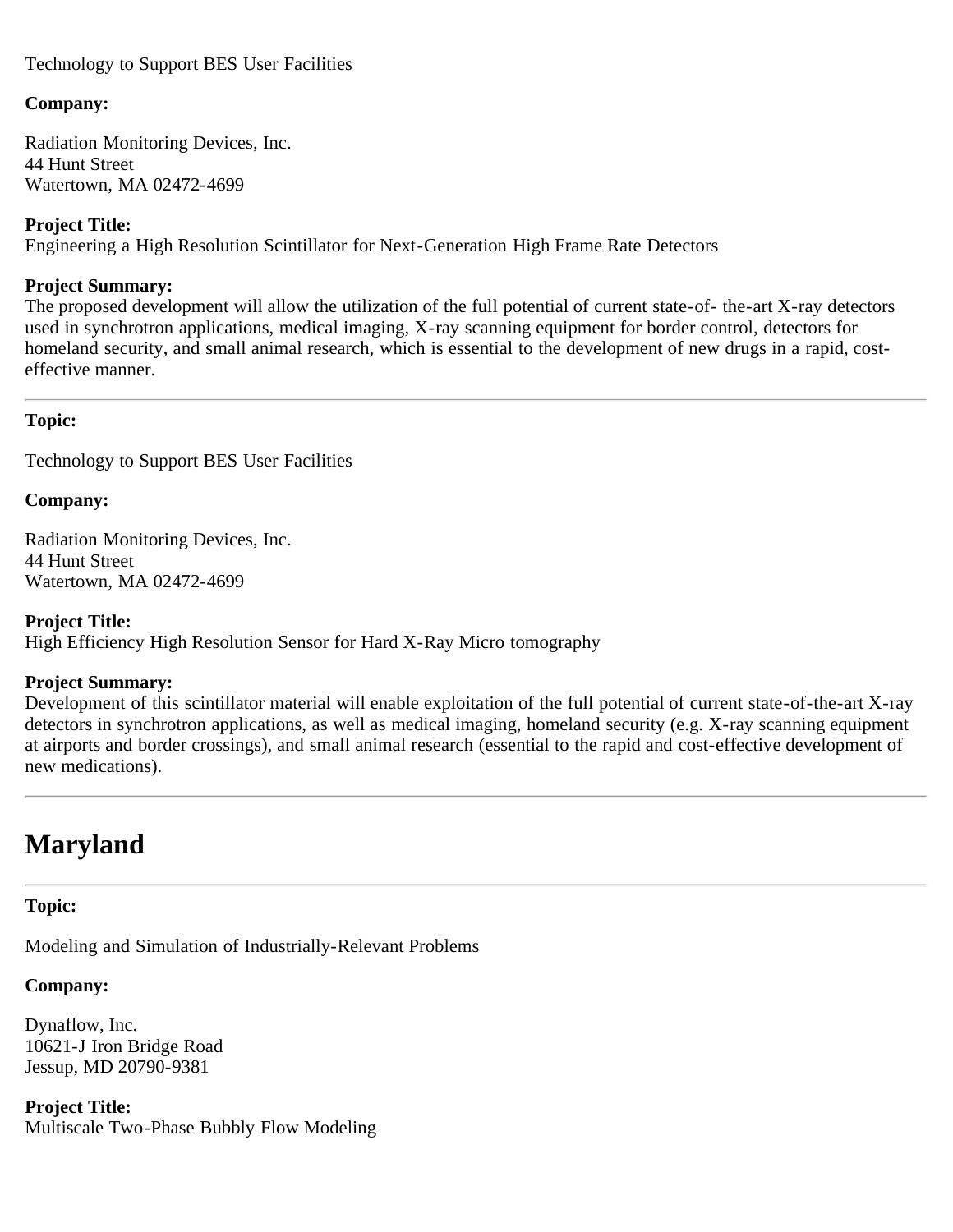Technology to Support BES User Facilities

**Company:**

Radiation Monitoring Devices, Inc.
44 Hunt Street
Watertown, MA 02472-4699

**Project Title:**
Engineering a High Resolution Scintillator for Next-Generation High Frame Rate Detectors

**Project Summary:**
The proposed development will allow the utilization of the full potential of current state-of- the-art X-ray detectors used in synchrotron applications, medical imaging, X-ray scanning equipment for border control, detectors for homeland security, and small animal research, which is essential to the development of new drugs in a rapid, cost-effective manner.

---

**Topic:**

Technology to Support BES User Facilities

**Company:**

Radiation Monitoring Devices, Inc.
44 Hunt Street
Watertown, MA 02472-4699

**Project Title:**
High Efficiency High Resolution Sensor for Hard X-Ray Micro tomography

**Project Summary:**
Development of this scintillator material will enable exploitation of the full potential of current state-of-the-art X-ray detectors in synchrotron applications, as well as medical imaging, homeland security (e.g. X-ray scanning equipment at airports and border crossings), and small animal research (essential to the rapid and cost-effective development of new medications).

---

# Maryland

---

**Topic:**

Modeling and Simulation of Industrially-Relevant Problems

**Company:**

Dynaflow, Inc.
10621-J Iron Bridge Road
Jessup, MD 20790-9381

**Project Title:**
Multiscale Two-Phase Bubbly Flow Modeling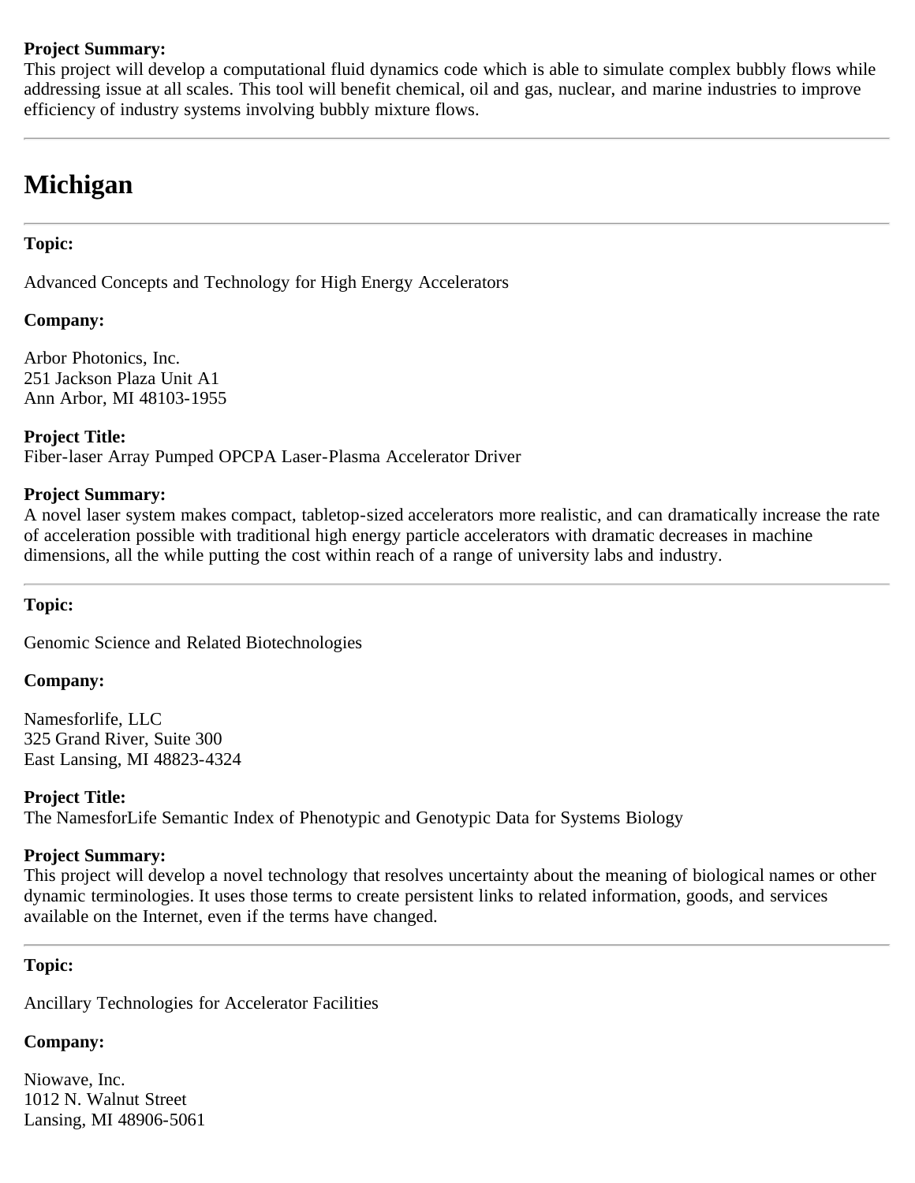**Project Summary:**
This project will develop a computational fluid dynamics code which is able to simulate complex bubbly flows while addressing issue at all scales. This tool will benefit chemical, oil and gas, nuclear, and marine industries to improve efficiency of industry systems involving bubbly mixture flows.

---

# Michigan

---

**Topic:**

Advanced Concepts and Technology for High Energy Accelerators

**Company:**

Arbor Photonics, Inc.
251 Jackson Plaza Unit A1
Ann Arbor, MI 48103-1955

**Project Title:**
Fiber-laser Array Pumped OPCPA Laser-Plasma Accelerator Driver

**Project Summary:**
A novel laser system makes compact, tabletop-sized accelerators more realistic, and can dramatically increase the rate of acceleration possible with traditional high energy particle accelerators with dramatic decreases in machine dimensions, all the while putting the cost within reach of a range of university labs and industry.

---

**Topic:**

Genomic Science and Related Biotechnologies

**Company:**

Namesforlife, LLC
325 Grand River, Suite 300
East Lansing, MI 48823-4324

**Project Title:**
The NamesforLife Semantic Index of Phenotypic and Genotypic Data for Systems Biology

**Project Summary:**
This project will develop a novel technology that resolves uncertainty about the meaning of biological names or other dynamic terminologies. It uses those terms to create persistent links to related information, goods, and services available on the Internet, even if the terms have changed.

---

**Topic:**

Ancillary Technologies for Accelerator Facilities

**Company:**

Niowave, Inc.
1012 N. Walnut Street
Lansing, MI 48906-5061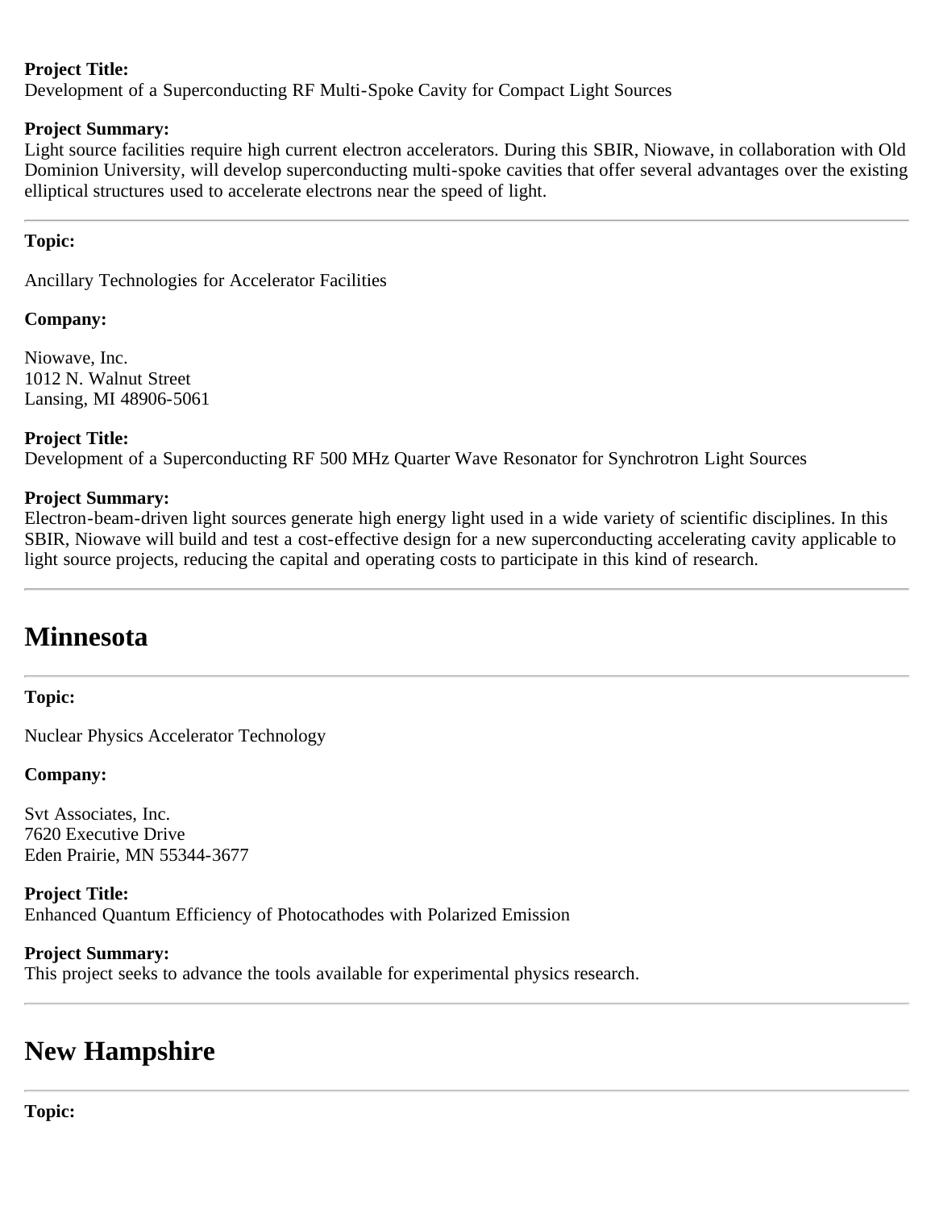**Project Title:**
Development of a Superconducting RF Multi-Spoke Cavity for Compact Light Sources

**Project Summary:**
Light source facilities require high current electron accelerators. During this SBIR, Niowave, in collaboration with Old Dominion University, will develop superconducting multi-spoke cavities that offer several advantages over the existing elliptical structures used to accelerate electrons near the speed of light.

---

**Topic:**

Ancillary Technologies for Accelerator Facilities

**Company:**

Niowave, Inc.
1012 N. Walnut Street
Lansing, MI 48906-5061

**Project Title:**
Development of a Superconducting RF 500 MHz Quarter Wave Resonator for Synchrotron Light Sources

**Project Summary:**
Electron-beam-driven light sources generate high energy light used in a wide variety of scientific disciplines. In this SBIR, Niowave will build and test a cost-effective design for a new superconducting accelerating cavity applicable to light source projects, reducing the capital and operating costs to participate in this kind of research.

---

## Minnesota

---

**Topic:**

Nuclear Physics Accelerator Technology

**Company:**

Svt Associates, Inc.
7620 Executive Drive
Eden Prairie, MN 55344-3677

**Project Title:**
Enhanced Quantum Efficiency of Photocathodes with Polarized Emission

**Project Summary:**
This project seeks to advance the tools available for experimental physics research.

---

## New Hampshire

---

**Topic:**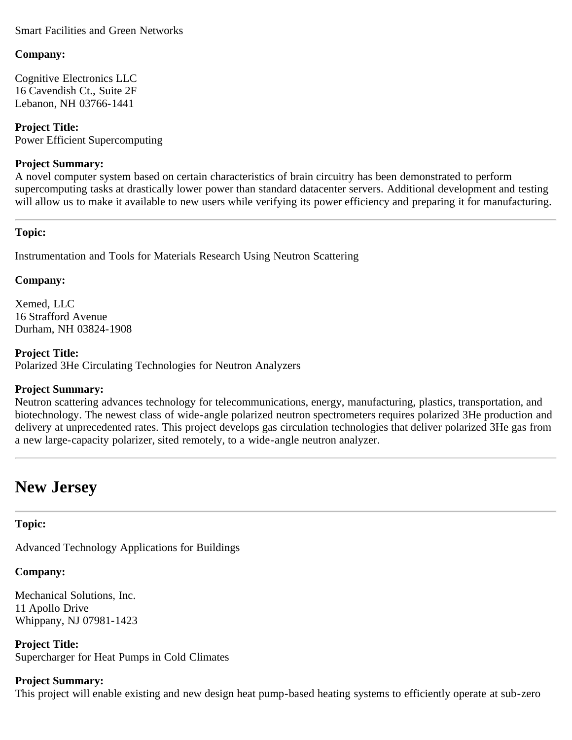Smart Facilities and Green Networks

**Company:**

Cognitive Electronics LLC
16 Cavendish Ct., Suite 2F
Lebanon, NH 03766-1441

**Project Title:**
Power Efficient Supercomputing

**Project Summary:**
A novel computer system based on certain characteristics of brain circuitry has been demonstrated to perform supercomputing tasks at drastically lower power than standard datacenter servers. Additional development and testing will allow us to make it available to new users while verifying its power efficiency and preparing it for manufacturing.

---

**Topic:**

Instrumentation and Tools for Materials Research Using Neutron Scattering

**Company:**

Xemed, LLC
16 Strafford Avenue
Durham, NH 03824-1908

**Project Title:**
Polarized 3He Circulating Technologies for Neutron Analyzers

**Project Summary:**
Neutron scattering advances technology for telecommunications, energy, manufacturing, plastics, transportation, and biotechnology. The newest class of wide-angle polarized neutron spectrometers requires polarized 3He production and delivery at unprecedented rates. This project develops gas circulation technologies that deliver polarized 3He gas from a new large-capacity polarizer, sited remotely, to a wide-angle neutron analyzer.

---

## New Jersey

---

**Topic:**

Advanced Technology Applications for Buildings

**Company:**

Mechanical Solutions, Inc.
11 Apollo Drive
Whippany, NJ 07981-1423

**Project Title:**
Supercharger for Heat Pumps in Cold Climates

**Project Summary:**
This project will enable existing and new design heat pump-based heating systems to efficiently operate at sub-zero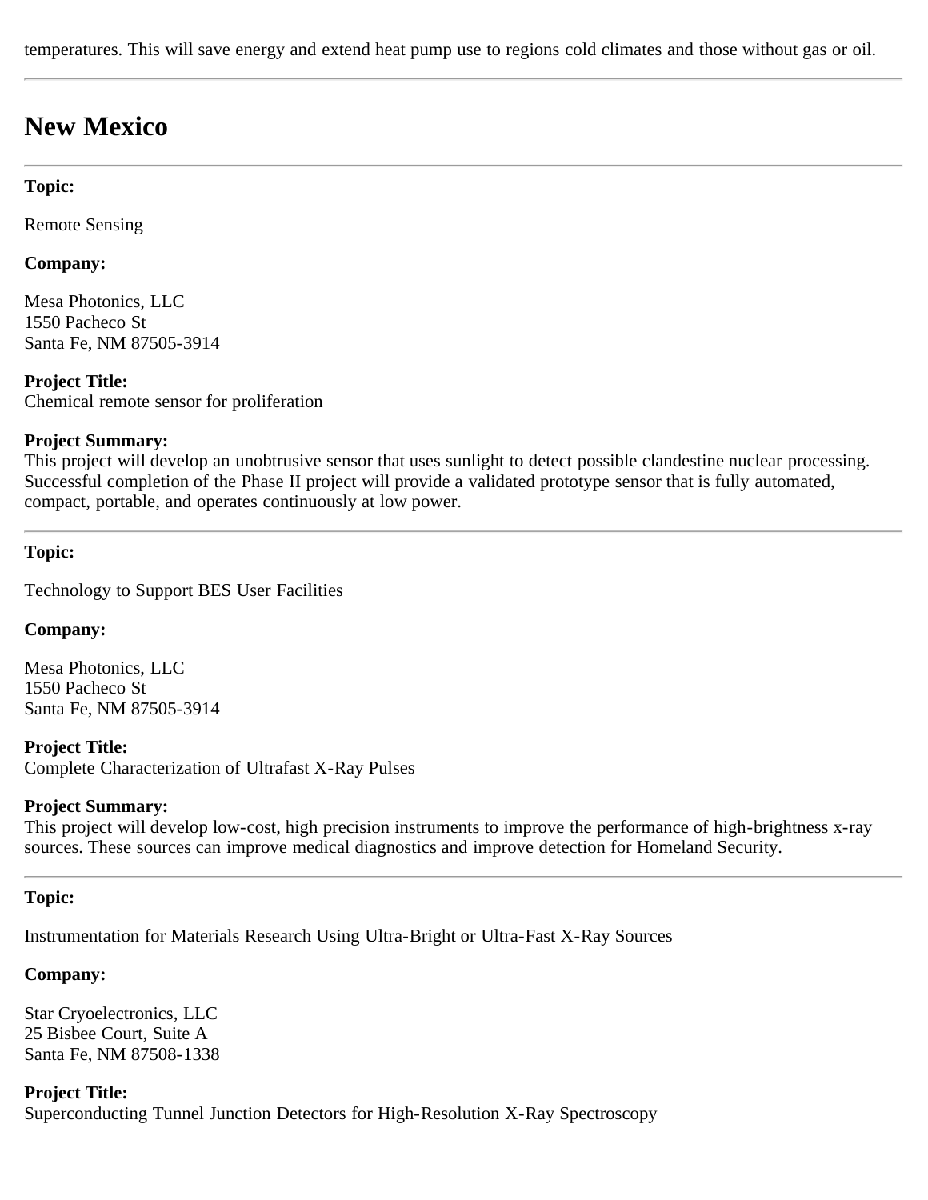temperatures. This will save energy and extend heat pump use to regions cold climates and those without gas or oil.

---

## New Mexico

---

**Topic:**

Remote Sensing

**Company:**

Mesa Photonics, LLC
1550 Pacheco St
Santa Fe, NM 87505-3914

**Project Title:**
Chemical remote sensor for proliferation

**Project Summary:**
This project will develop an unobtrusive sensor that uses sunlight to detect possible clandestine nuclear processing. Successful completion of the Phase II project will provide a validated prototype sensor that is fully automated, compact, portable, and operates continuously at low power.

---

**Topic:**

Technology to Support BES User Facilities

**Company:**

Mesa Photonics, LLC
1550 Pacheco St
Santa Fe, NM 87505-3914

**Project Title:**
Complete Characterization of Ultrafast X-Ray Pulses

**Project Summary:**
This project will develop low-cost, high precision instruments to improve the performance of high-brightness x-ray sources. These sources can improve medical diagnostics and improve detection for Homeland Security.

---

**Topic:**

Instrumentation for Materials Research Using Ultra-Bright or Ultra-Fast X-Ray Sources

**Company:**

Star Cryoelectronics, LLC
25 Bisbee Court, Suite A
Santa Fe, NM 87508-1338

**Project Title:**
Superconducting Tunnel Junction Detectors for High-Resolution X-Ray Spectroscopy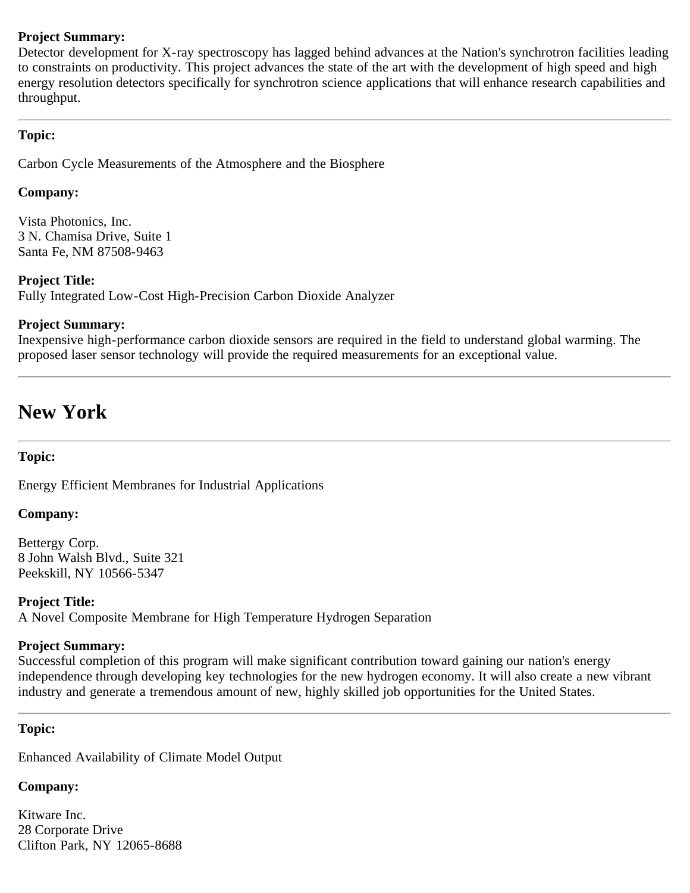**Project Summary:**
Detector development for X-ray spectroscopy has lagged behind advances at the Nation's synchrotron facilities leading to constraints on productivity. This project advances the state of the art with the development of high speed and high energy resolution detectors specifically for synchrotron science applications that will enhance research capabilities and throughput.

---

**Topic:**

Carbon Cycle Measurements of the Atmosphere and the Biosphere

**Company:**

Vista Photonics, Inc.
3 N. Chamisa Drive, Suite 1
Santa Fe, NM 87508-9463

**Project Title:**
Fully Integrated Low-Cost High-Precision Carbon Dioxide Analyzer

**Project Summary:**
Inexpensive high-performance carbon dioxide sensors are required in the field to understand global warming. The proposed laser sensor technology will provide the required measurements for an exceptional value.

---

## New York

---

**Topic:**

Energy Efficient Membranes for Industrial Applications

**Company:**

Bettergy Corp.
8 John Walsh Blvd., Suite 321
Peekskill, NY 10566-5347

**Project Title:**
A Novel Composite Membrane for High Temperature Hydrogen Separation

**Project Summary:**
Successful completion of this program will make significant contribution toward gaining our nation's energy independence through developing key technologies for the new hydrogen economy. It will also create a new vibrant industry and generate a tremendous amount of new, highly skilled job opportunities for the United States.

---

**Topic:**

Enhanced Availability of Climate Model Output

**Company:**

Kitware Inc.
28 Corporate Drive
Clifton Park, NY 12065-8688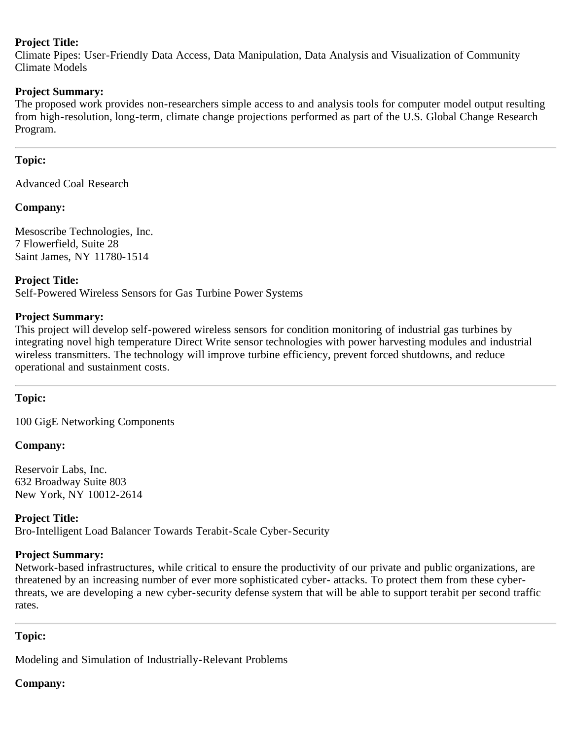**Project Title:**
Climate Pipes: User-Friendly Data Access, Data Manipulation, Data Analysis and Visualization of Community Climate Models

**Project Summary:**
The proposed work provides non-researchers simple access to and analysis tools for computer model output resulting from high-resolution, long-term, climate change projections performed as part of the U.S. Global Change Research Program.

---

**Topic:**

Advanced Coal Research

**Company:**

Mesoscribe Technologies, Inc.
7 Flowerfield, Suite 28
Saint James, NY 11780-1514

**Project Title:**
Self-Powered Wireless Sensors for Gas Turbine Power Systems

**Project Summary:**
This project will develop self-powered wireless sensors for condition monitoring of industrial gas turbines by integrating novel high temperature Direct Write sensor technologies with power harvesting modules and industrial wireless transmitters. The technology will improve turbine efficiency, prevent forced shutdowns, and reduce operational and sustainment costs.

---

**Topic:**

100 GigE Networking Components

**Company:**

Reservoir Labs, Inc.
632 Broadway Suite 803
New York, NY 10012-2614

**Project Title:**
Bro-Intelligent Load Balancer Towards Terabit-Scale Cyber-Security

**Project Summary:**
Network-based infrastructures, while critical to ensure the productivity of our private and public organizations, are threatened by an increasing number of ever more sophisticated cyber- attacks. To protect them from these cyber-threats, we are developing a new cyber-security defense system that will be able to support terabit per second traffic rates.

---

**Topic:**

Modeling and Simulation of Industrially-Relevant Problems

**Company:**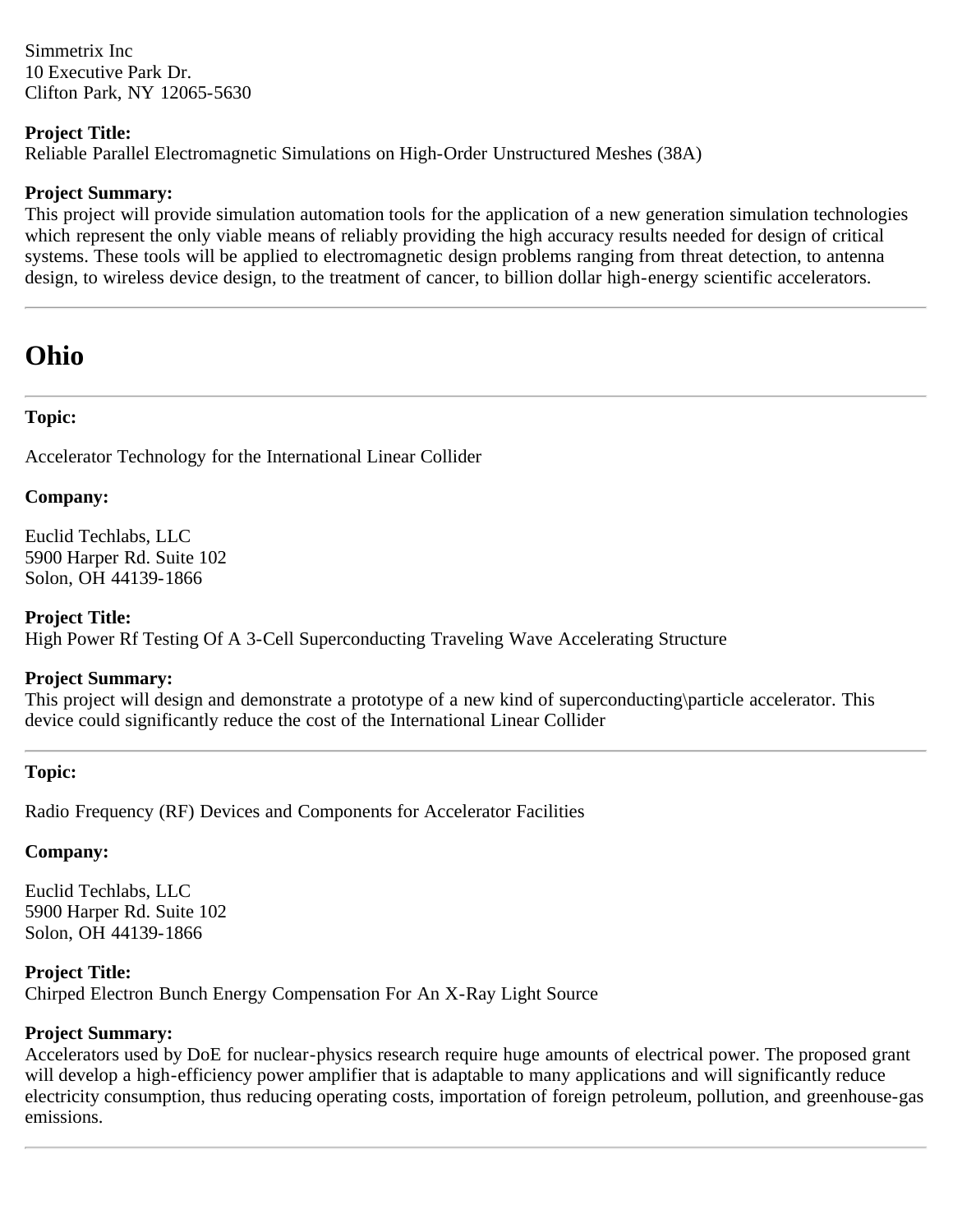Simmetrix Inc
10 Executive Park Dr.
Clifton Park, NY 12065-5630

**Project Title:**
Reliable Parallel Electromagnetic Simulations on High-Order Unstructured Meshes (38A)

**Project Summary:**
This project will provide simulation automation tools for the application of a new generation simulation technologies which represent the only viable means of reliably providing the high accuracy results needed for design of critical systems. These tools will be applied to electromagnetic design problems ranging from threat detection, to antenna design, to wireless device design, to the treatment of cancer, to billion dollar high-energy scientific accelerators.

---

# Ohio

---

**Topic:**

Accelerator Technology for the International Linear Collider

**Company:**

Euclid Techlabs, LLC
5900 Harper Rd. Suite 102
Solon, OH 44139-1866

**Project Title:**
High Power Rf Testing Of A 3-Cell Superconducting Traveling Wave Accelerating Structure

**Project Summary:**
This project will design and demonstrate a prototype of a new kind of superconducting\particle accelerator. This device could significantly reduce the cost of the International Linear Collider

---

**Topic:**

Radio Frequency (RF) Devices and Components for Accelerator Facilities

**Company:**

Euclid Techlabs, LLC
5900 Harper Rd. Suite 102
Solon, OH 44139-1866

**Project Title:**
Chirped Electron Bunch Energy Compensation For An X-Ray Light Source

**Project Summary:**
Accelerators used by DoE for nuclear-physics research require huge amounts of electrical power. The proposed grant will develop a high-efficiency power amplifier that is adaptable to many applications and will significantly reduce electricity consumption, thus reducing operating costs, importation of foreign petroleum, pollution, and greenhouse-gas emissions.

---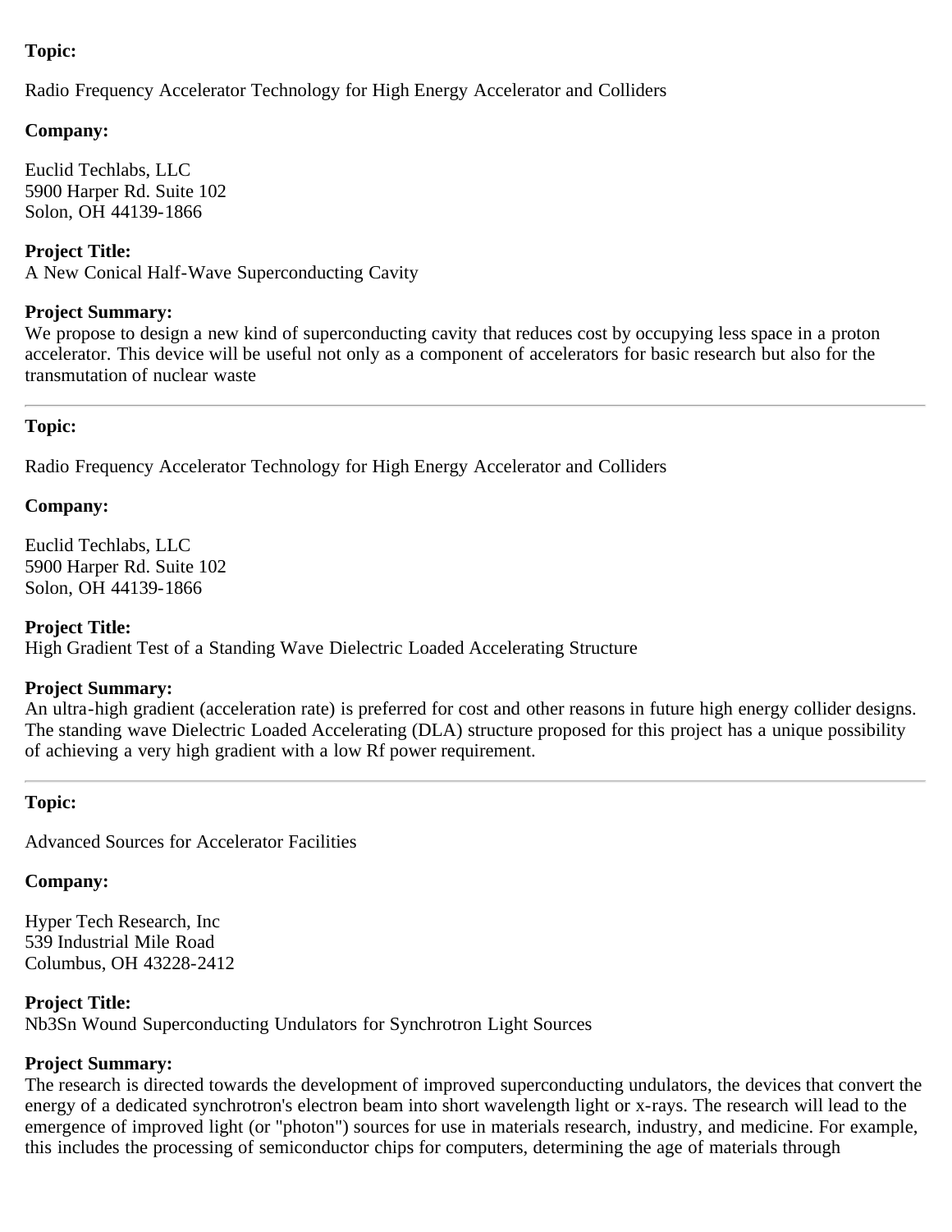**Topic:**

Radio Frequency Accelerator Technology for High Energy Accelerator and Colliders

**Company:**

Euclid Techlabs, LLC
5900 Harper Rd. Suite 102
Solon, OH 44139-1866

**Project Title:**
A New Conical Half-Wave Superconducting Cavity

**Project Summary:**
We propose to design a new kind of superconducting cavity that reduces cost by occupying less space in a proton accelerator. This device will be useful not only as a component of accelerators for basic research but also for the transmutation of nuclear waste

---

**Topic:**

Radio Frequency Accelerator Technology for High Energy Accelerator and Colliders

**Company:**

Euclid Techlabs, LLC
5900 Harper Rd. Suite 102
Solon, OH 44139-1866

**Project Title:**
High Gradient Test of a Standing Wave Dielectric Loaded Accelerating Structure

**Project Summary:**
An ultra-high gradient (acceleration rate) is preferred for cost and other reasons in future high energy collider designs. The standing wave Dielectric Loaded Accelerating (DLA) structure proposed for this project has a unique possibility of achieving a very high gradient with a low Rf power requirement.

---

**Topic:**

Advanced Sources for Accelerator Facilities

**Company:**

Hyper Tech Research, Inc
539 Industrial Mile Road
Columbus, OH 43228-2412

**Project Title:**
$Nb_3Sn$ Wound Superconducting Undulators for Synchrotron Light Sources

**Project Summary:**
The research is directed towards the development of improved superconducting undulators, the devices that convert the energy of a dedicated synchrotron's electron beam into short wavelength light or x-rays. The research will lead to the emergence of improved light (or "photon") sources for use in materials research, industry, and medicine. For example, this includes the processing of semiconductor chips for computers, determining the age of materials through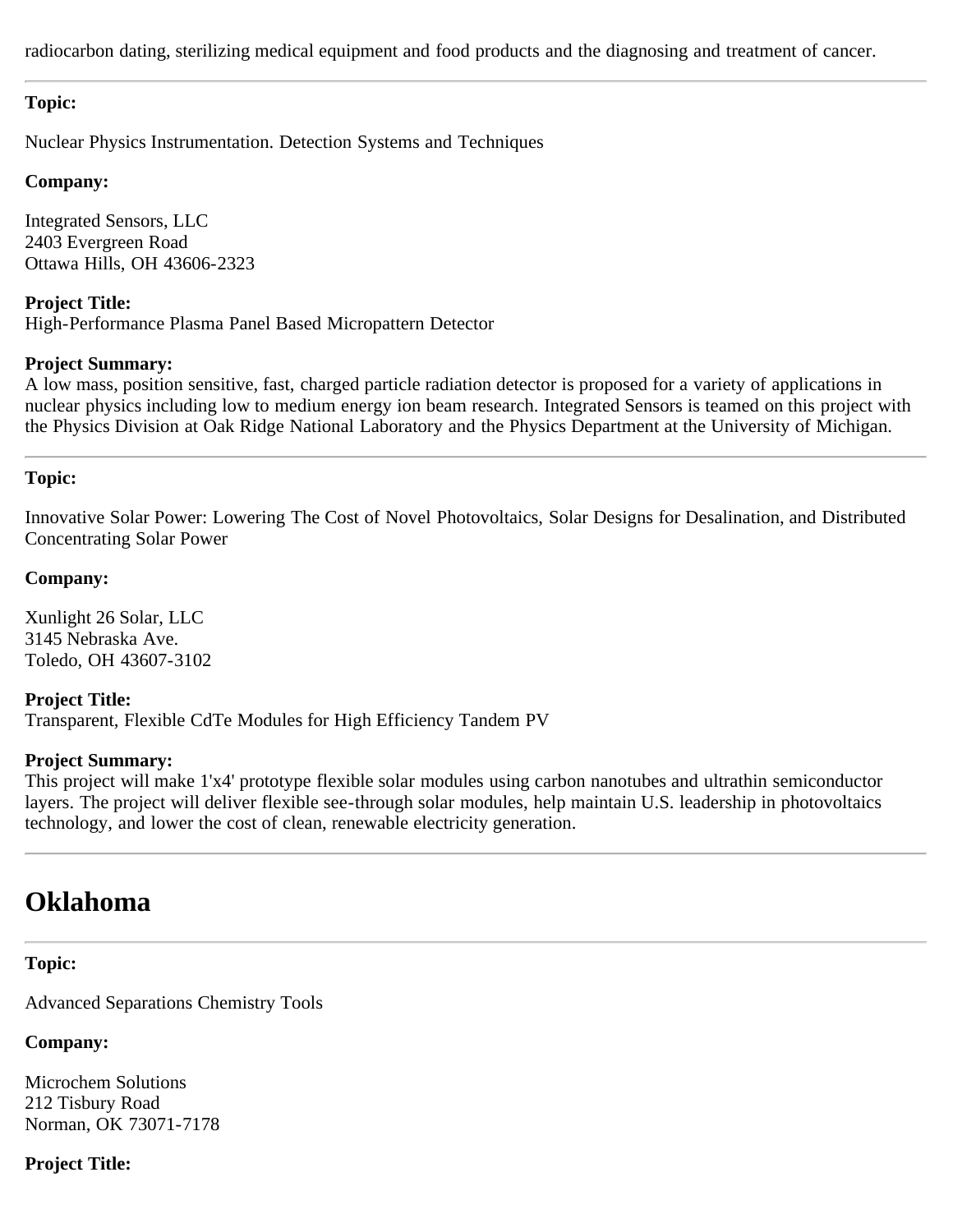radiocarbon dating, sterilizing medical equipment and food products and the diagnosing and treatment of cancer.

---

**Topic:**

Nuclear Physics Instrumentation. Detection Systems and Techniques

**Company:**

Integrated Sensors, LLC
2403 Evergreen Road
Ottawa Hills, OH 43606-2323

**Project Title:**
High-Performance Plasma Panel Based Micropattern Detector

**Project Summary:**
A low mass, position sensitive, fast, charged particle radiation detector is proposed for a variety of applications in nuclear physics including low to medium energy ion beam research. Integrated Sensors is teamed on this project with the Physics Division at Oak Ridge National Laboratory and the Physics Department at the University of Michigan.

---

**Topic:**

Innovative Solar Power: Lowering The Cost of Novel Photovoltaics, Solar Designs for Desalination, and Distributed Concentrating Solar Power

**Company:**

Xunlight 26 Solar, LLC
3145 Nebraska Ave.
Toledo, OH 43607-3102

**Project Title:**
Transparent, Flexible CdTe Modules for High Efficiency Tandem PV

**Project Summary:**
This project will make 1'x4' prototype flexible solar modules using carbon nanotubes and ultrathin semiconductor layers. The project will deliver flexible see-through solar modules, help maintain U.S. leadership in photovoltaics technology, and lower the cost of clean, renewable electricity generation.

---

# Oklahoma

---

**Topic:**

Advanced Separations Chemistry Tools

**Company:**

Microchem Solutions
212 Tisbury Road
Norman, OK 73071-7178

**Project Title:**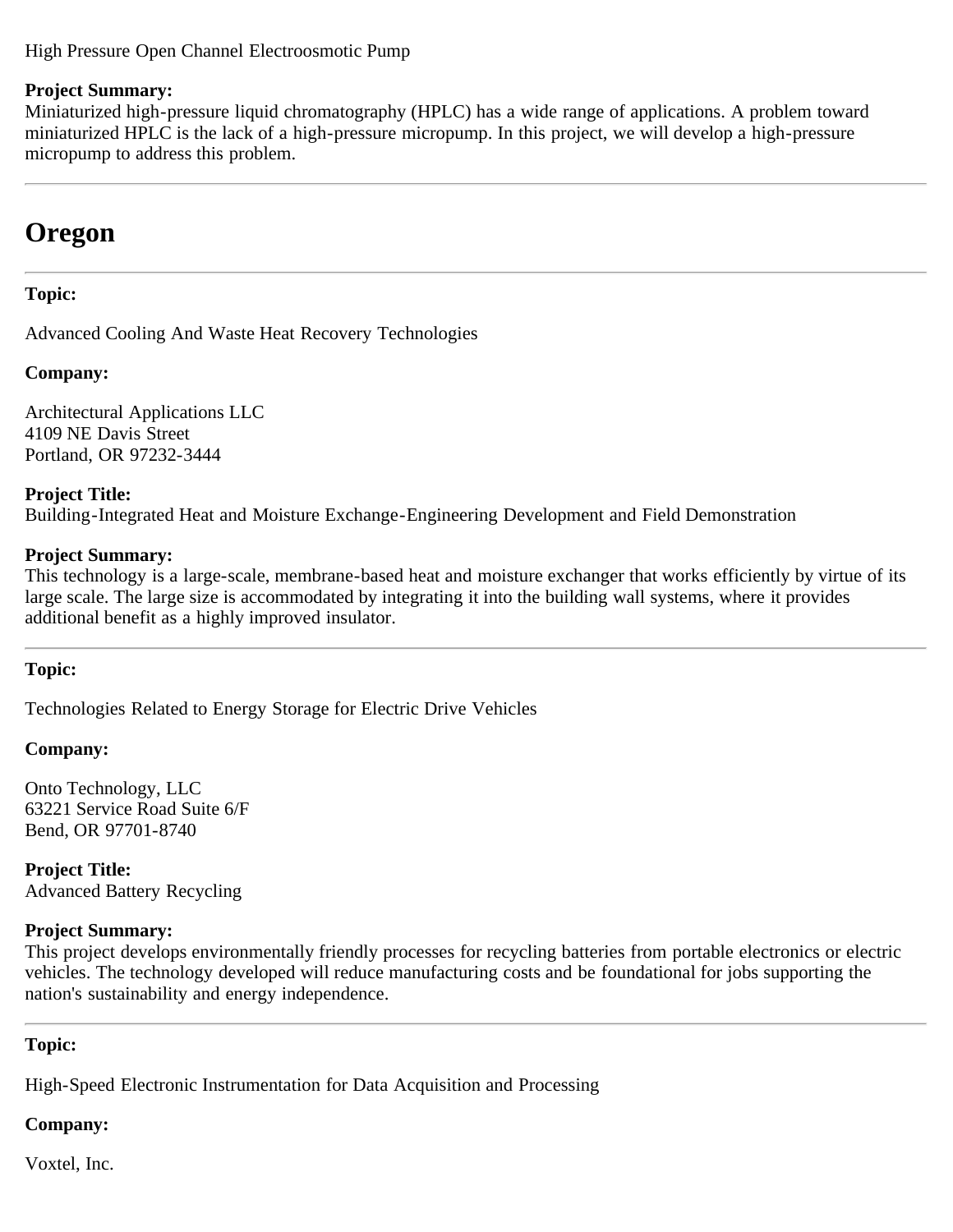High Pressure Open Channel Electroosmotic Pump

**Project Summary:**
Miniaturized high-pressure liquid chromatography (HPLC) has a wide range of applications. A problem toward miniaturized HPLC is the lack of a high-pressure micropump. In this project, we will develop a high-pressure micropump to address this problem.

---

# Oregon

---

**Topic:**

Advanced Cooling And Waste Heat Recovery Technologies

**Company:**

Architectural Applications LLC
4109 NE Davis Street
Portland, OR 97232-3444

**Project Title:**
Building-Integrated Heat and Moisture Exchange-Engineering Development and Field Demonstration

**Project Summary:**
This technology is a large-scale, membrane-based heat and moisture exchanger that works efficiently by virtue of its large scale. The large size is accommodated by integrating it into the building wall systems, where it provides additional benefit as a highly improved insulator.

---

**Topic:**

Technologies Related to Energy Storage for Electric Drive Vehicles

**Company:**

Onto Technology, LLC
63221 Service Road Suite 6/F
Bend, OR 97701-8740

**Project Title:**
Advanced Battery Recycling

**Project Summary:**
This project develops environmentally friendly processes for recycling batteries from portable electronics or electric vehicles. The technology developed will reduce manufacturing costs and be foundational for jobs supporting the nation's sustainability and energy independence.

---

**Topic:**

High-Speed Electronic Instrumentation for Data Acquisition and Processing

**Company:**

Voxtel, Inc.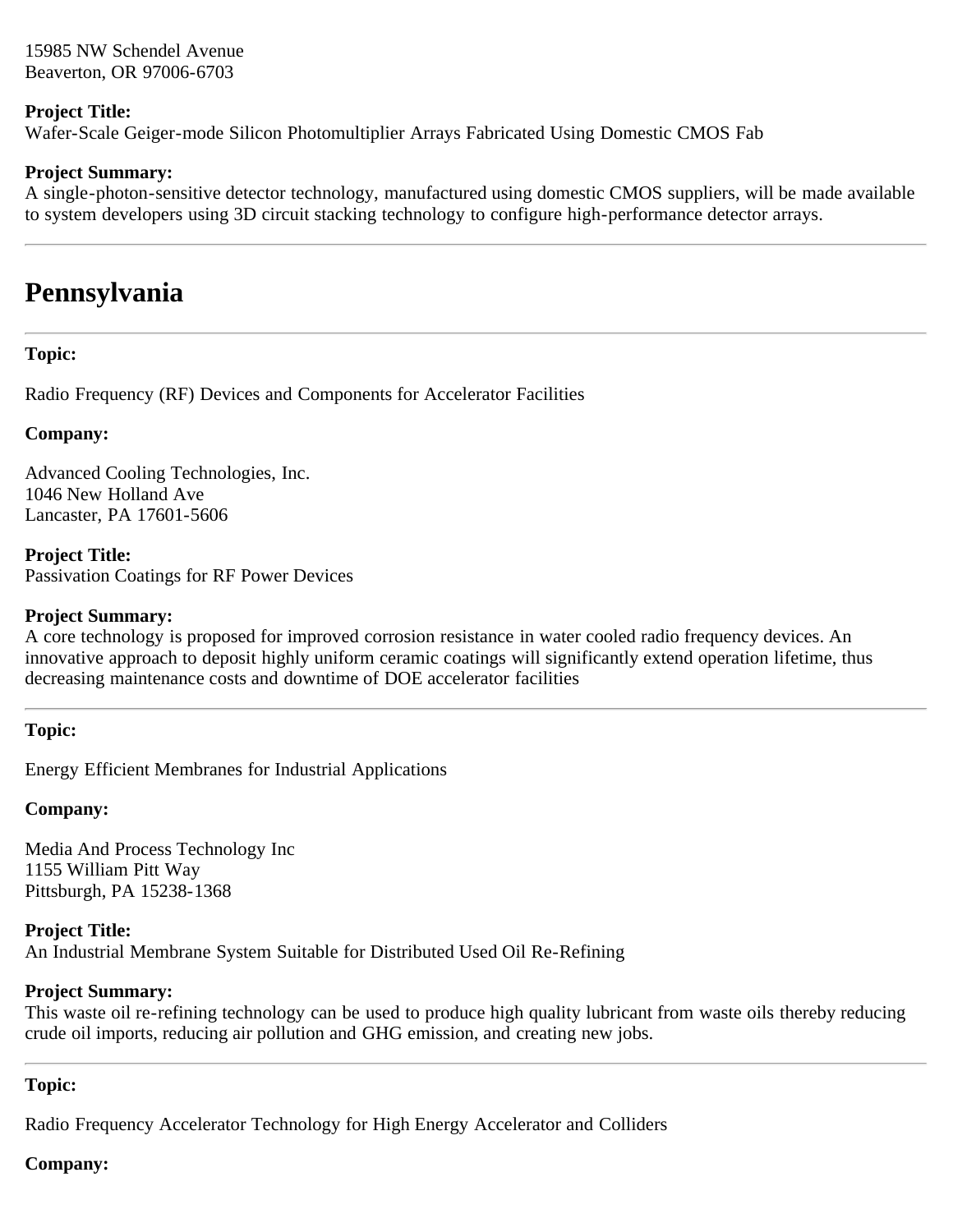15985 NW Schendel Avenue
Beaverton, OR 97006-6703

**Project Title:**
Wafer-Scale Geiger-mode Silicon Photomultiplier Arrays Fabricated Using Domestic CMOS Fab

**Project Summary:**
A single-photon-sensitive detector technology, manufactured using domestic CMOS suppliers, will be made available to system developers using 3D circuit stacking technology to configure high-performance detector arrays.

---

# Pennsylvania

---

**Topic:**

Radio Frequency (RF) Devices and Components for Accelerator Facilities

**Company:**

Advanced Cooling Technologies, Inc.
1046 New Holland Ave
Lancaster, PA 17601-5606

**Project Title:**
Passivation Coatings for RF Power Devices

**Project Summary:**
A core technology is proposed for improved corrosion resistance in water cooled radio frequency devices. An innovative approach to deposit highly uniform ceramic coatings will significantly extend operation lifetime, thus decreasing maintenance costs and downtime of DOE accelerator facilities

---

**Topic:**

Energy Efficient Membranes for Industrial Applications

**Company:**

Media And Process Technology Inc
1155 William Pitt Way
Pittsburgh, PA 15238-1368

**Project Title:**
An Industrial Membrane System Suitable for Distributed Used Oil Re-Refining

**Project Summary:**
This waste oil re-refining technology can be used to produce high quality lubricant from waste oils thereby reducing crude oil imports, reducing air pollution and GHG emission, and creating new jobs.

---

**Topic:**

Radio Frequency Accelerator Technology for High Energy Accelerator and Colliders

**Company:**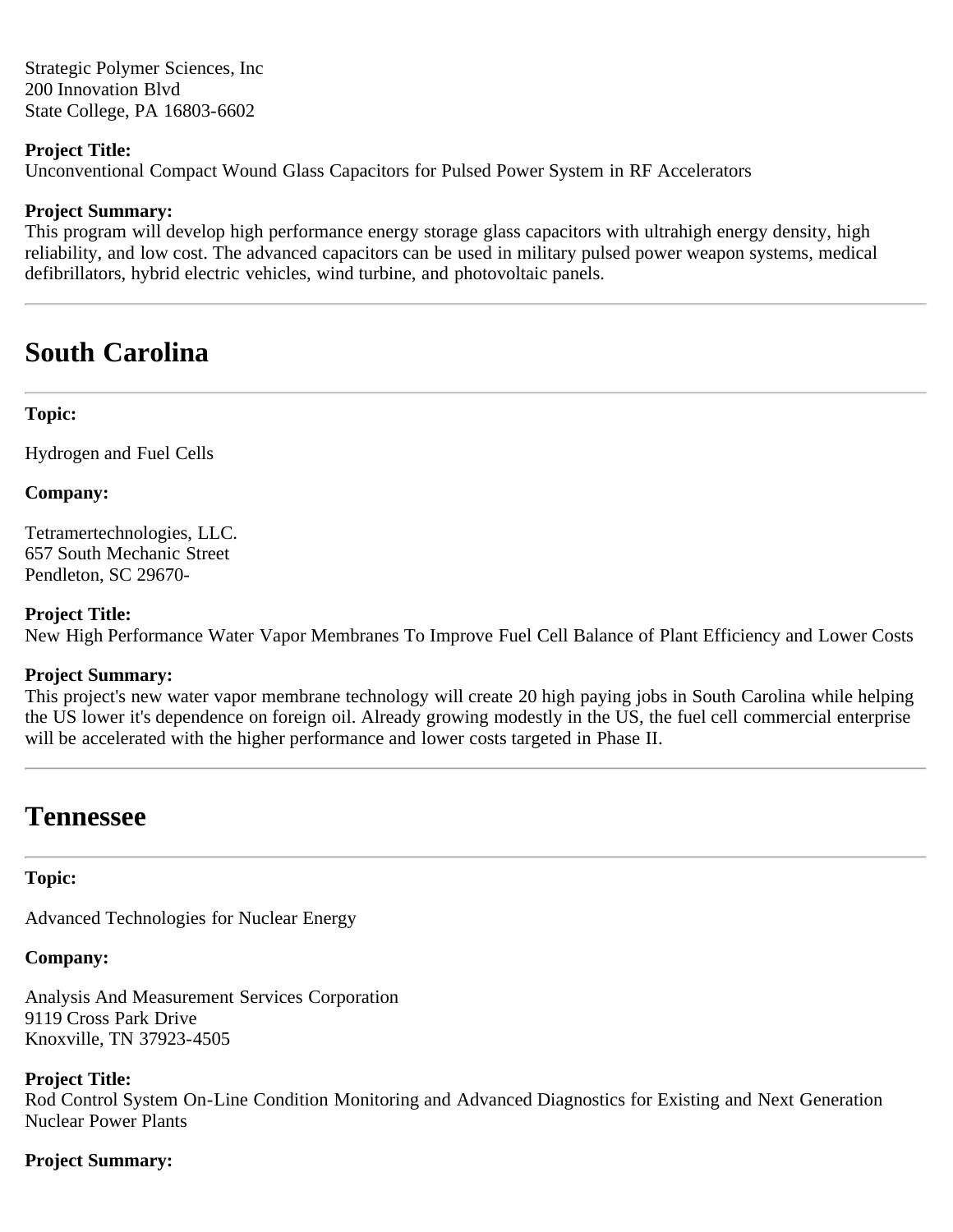Strategic Polymer Sciences, Inc
200 Innovation Blvd
State College, PA 16803-6602

**Project Title:**
Unconventional Compact Wound Glass Capacitors for Pulsed Power System in RF Accelerators

**Project Summary:**
This program will develop high performance energy storage glass capacitors with ultrahigh energy density, high reliability, and low cost. The advanced capacitors can be used in military pulsed power weapon systems, medical defibrillators, hybrid electric vehicles, wind turbine, and photovoltaic panels.

---

# South Carolina

---

**Topic:**

Hydrogen and Fuel Cells

**Company:**

Tetramertechnologies, LLC.
657 South Mechanic Street
Pendleton, SC 29670-

**Project Title:**
New High Performance Water Vapor Membranes To Improve Fuel Cell Balance of Plant Efficiency and Lower Costs

**Project Summary:**
This project's new water vapor membrane technology will create 20 high paying jobs in South Carolina while helping the US lower it's dependence on foreign oil. Already growing modestly in the US, the fuel cell commercial enterprise will be accelerated with the higher performance and lower costs targeted in Phase II.

---

# Tennessee

---

**Topic:**

Advanced Technologies for Nuclear Energy

**Company:**

Analysis And Measurement Services Corporation
9119 Cross Park Drive
Knoxville, TN 37923-4505

**Project Title:**
Rod Control System On-Line Condition Monitoring and Advanced Diagnostics for Existing and Next Generation Nuclear Power Plants

**Project Summary:**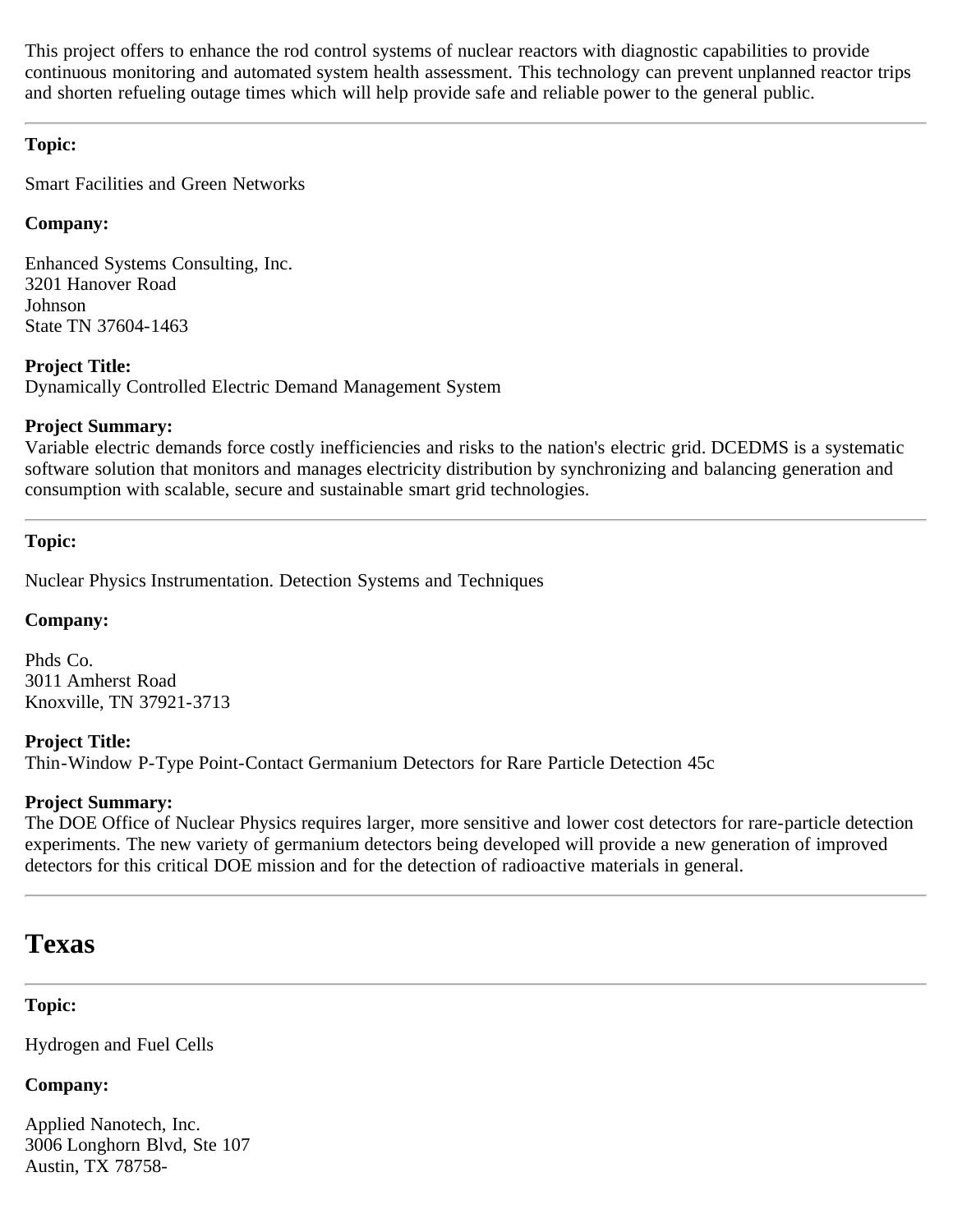This project offers to enhance the rod control systems of nuclear reactors with diagnostic capabilities to provide continuous monitoring and automated system health assessment. This technology can prevent unplanned reactor trips and shorten refueling outage times which will help provide safe and reliable power to the general public.

---

**Topic:**

Smart Facilities and Green Networks

**Company:**

Enhanced Systems Consulting, Inc.
3201 Hanover Road
Johnson
State TN 37604-1463

**Project Title:**
Dynamically Controlled Electric Demand Management System

**Project Summary:**
Variable electric demands force costly inefficiencies and risks to the nation's electric grid. DCEDMS is a systematic software solution that monitors and manages electricity distribution by synchronizing and balancing generation and consumption with scalable, secure and sustainable smart grid technologies.

---

**Topic:**

Nuclear Physics Instrumentation. Detection Systems and Techniques

**Company:**

Phds Co.
3011 Amherst Road
Knoxville, TN 37921-3713

**Project Title:**
Thin-Window P-Type Point-Contact Germanium Detectors for Rare Particle Detection 45c

**Project Summary:**
The DOE Office of Nuclear Physics requires larger, more sensitive and lower cost detectors for rare-particle detection experiments. The new variety of germanium detectors being developed will provide a new generation of improved detectors for this critical DOE mission and for the detection of radioactive materials in general.

---

# Texas

---

**Topic:**

Hydrogen and Fuel Cells

**Company:**

Applied Nanotech, Inc.
3006 Longhorn Blvd, Ste 107
Austin, TX 78758-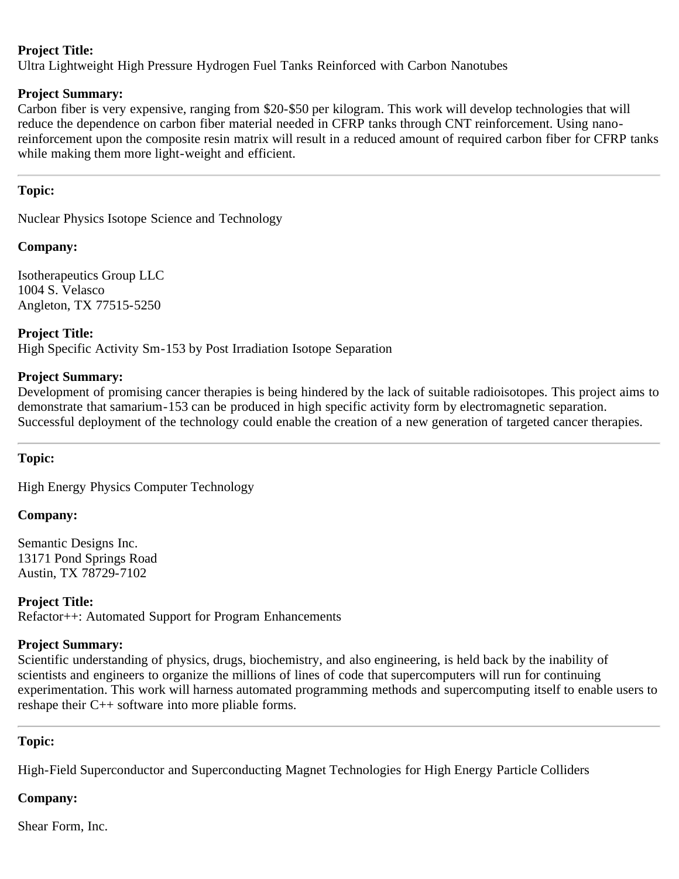**Project Title:**
Ultra Lightweight High Pressure Hydrogen Fuel Tanks Reinforced with Carbon Nanotubes

**Project Summary:**
Carbon fiber is very expensive, ranging from \$20-\$50 per kilogram. This work will develop technologies that will reduce the dependence on carbon fiber material needed in CFRP tanks through CNT reinforcement. Using nano-reinforcement upon the composite resin matrix will result in a reduced amount of required carbon fiber for CFRP tanks while making them more light-weight and efficient.

---

**Topic:**

Nuclear Physics Isotope Science and Technology

**Company:**

Isotherapeutics Group LLC
1004 S. Velasco
Angleton, TX 77515-5250

**Project Title:**
High Specific Activity Sm-153 by Post Irradiation Isotope Separation

**Project Summary:**
Development of promising cancer therapies is being hindered by the lack of suitable radioisotopes. This project aims to demonstrate that samarium-153 can be produced in high specific activity form by electromagnetic separation. Successful deployment of the technology could enable the creation of a new generation of targeted cancer therapies.

---

**Topic:**

High Energy Physics Computer Technology

**Company:**

Semantic Designs Inc.
13171 Pond Springs Road
Austin, TX 78729-7102

**Project Title:**
Refactor++: Automated Support for Program Enhancements

**Project Summary:**
Scientific understanding of physics, drugs, biochemistry, and also engineering, is held back by the inability of scientists and engineers to organize the millions of lines of code that supercomputers will run for continuing experimentation. This work will harness automated programming methods and supercomputing itself to enable users to reshape their C++ software into more pliable forms.

---

**Topic:**

High-Field Superconductor and Superconducting Magnet Technologies for High Energy Particle Colliders

**Company:**

Shear Form, Inc.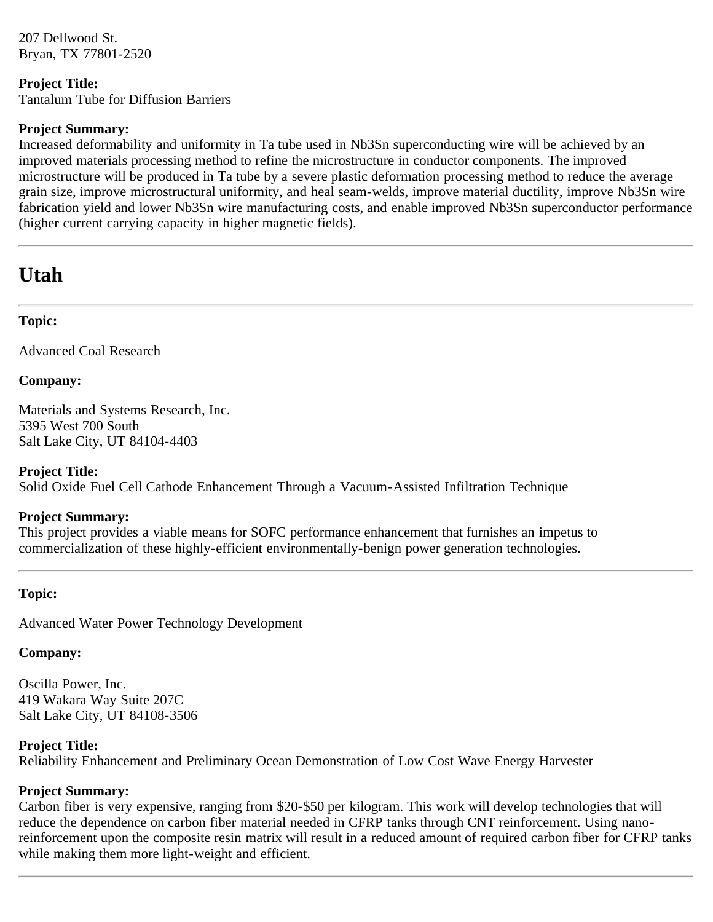207 Dellwood St.
Bryan, TX 77801-2520

**Project Title:**
Tantalum Tube for Diffusion Barriers

**Project Summary:**
Increased deformability and uniformity in Ta tube used in $Nb_3Sn$ superconducting wire will be achieved by an improved materials processing method to refine the microstructure in conductor components. The improved microstructure will be produced in Ta tube by a severe plastic deformation processing method to reduce the average grain size, improve microstructural uniformity, and heal seam-welds, improve material ductility, improve $Nb_3Sn$ wire fabrication yield and lower $Nb_3Sn$ wire manufacturing costs, and enable improved $Nb_3Sn$ superconductor performance (higher current carrying capacity in higher magnetic fields).

---

# Utah

---

**Topic:**

Advanced Coal Research

**Company:**

Materials and Systems Research, Inc.
5395 West 700 South
Salt Lake City, UT 84104-4403

**Project Title:**
Solid Oxide Fuel Cell Cathode Enhancement Through a Vacuum-Assisted Infiltration Technique

**Project Summary:**
This project provides a viable means for SOFC performance enhancement that furnishes an impetus to commercialization of these highly-efficient environmentally-benign power generation technologies.

---

**Topic:**

Advanced Water Power Technology Development

**Company:**

Oscilla Power, Inc.
419 Wakara Way Suite 207C
Salt Lake City, UT 84108-3506

**Project Title:**
Reliability Enhancement and Preliminary Ocean Demonstration of Low Cost Wave Energy Harvester

**Project Summary:**
Carbon fiber is very expensive, ranging from $20-$50 per kilogram. This work will develop technologies that will reduce the dependence on carbon fiber material needed in CFRP tanks through CNT reinforcement. Using nano-reinforcement upon the composite resin matrix will result in a reduced amount of required carbon fiber for CFRP tanks while making them more light-weight and efficient.

---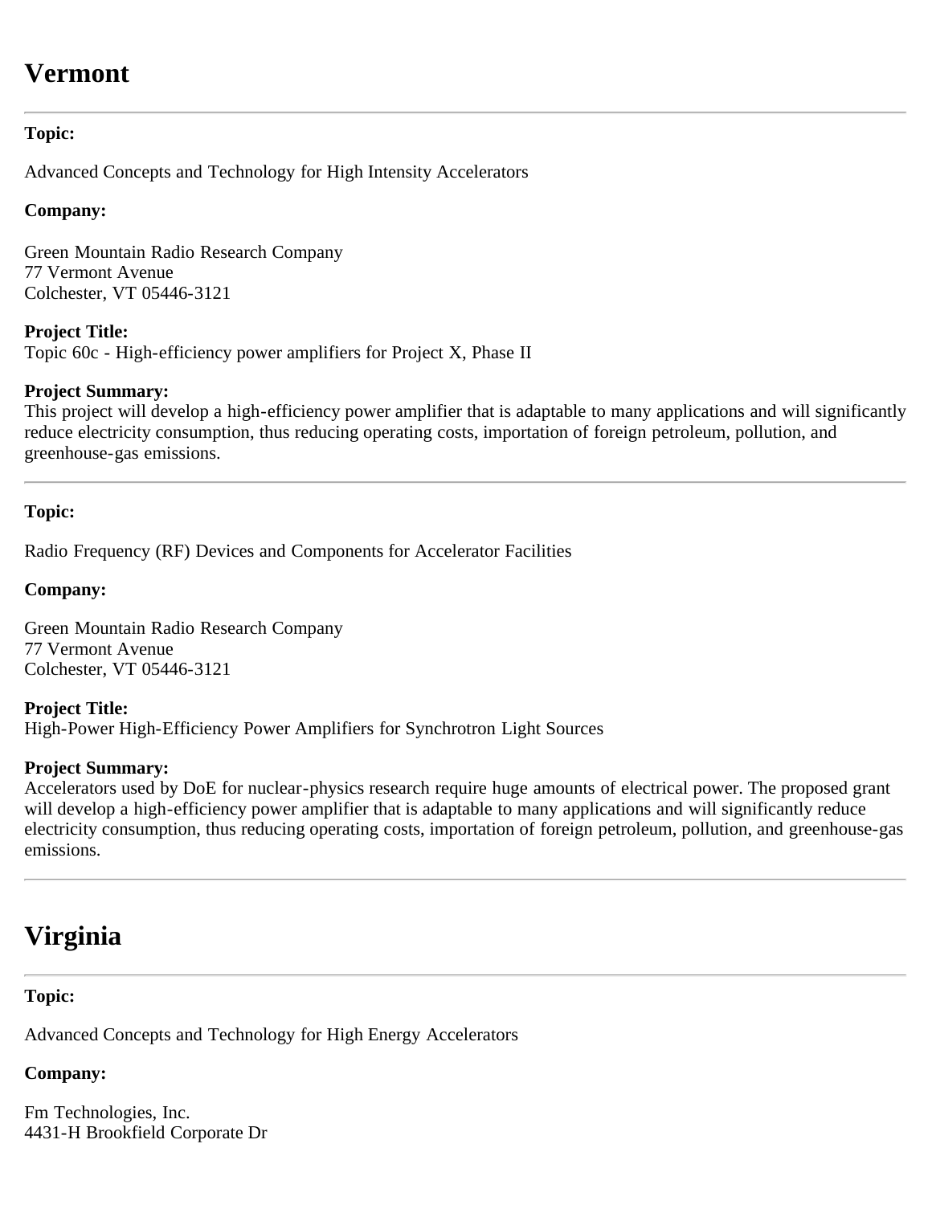# Vermont

---

**Topic:**

Advanced Concepts and Technology for High Intensity Accelerators

**Company:**

Green Mountain Radio Research Company
77 Vermont Avenue
Colchester, VT 05446-3121

**Project Title:**
Topic 60c - High-efficiency power amplifiers for Project X, Phase II

**Project Summary:**
This project will develop a high-efficiency power amplifier that is adaptable to many applications and will significantly reduce electricity consumption, thus reducing operating costs, importation of foreign petroleum, pollution, and greenhouse-gas emissions.

---

**Topic:**

Radio Frequency (RF) Devices and Components for Accelerator Facilities

**Company:**

Green Mountain Radio Research Company
77 Vermont Avenue
Colchester, VT 05446-3121

**Project Title:**
High-Power High-Efficiency Power Amplifiers for Synchrotron Light Sources

**Project Summary:**
Accelerators used by DoE for nuclear-physics research require huge amounts of electrical power. The proposed grant will develop a high-efficiency power amplifier that is adaptable to many applications and will significantly reduce electricity consumption, thus reducing operating costs, importation of foreign petroleum, pollution, and greenhouse-gas emissions.

---

# Virginia

---

**Topic:**

Advanced Concepts and Technology for High Energy Accelerators

**Company:**

Fm Technologies, Inc.
4431-H Brookfield Corporate Dr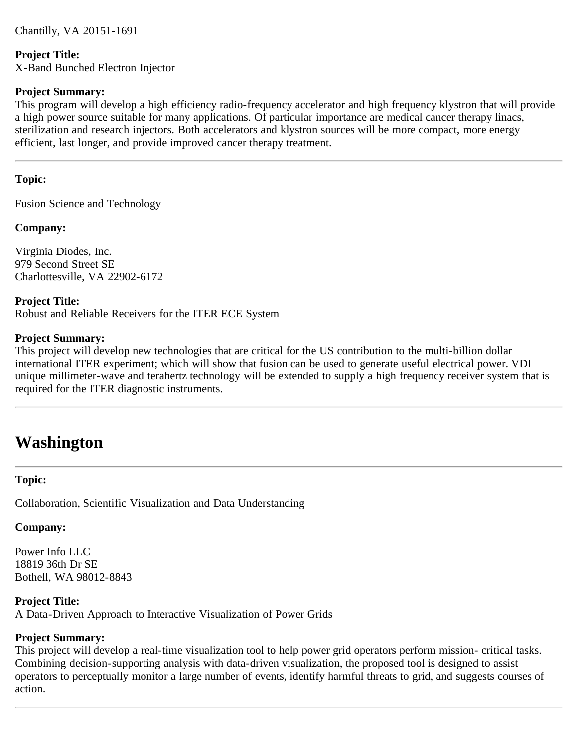Chantilly, VA 20151-1691

**Project Title:**
X-Band Bunched Electron Injector

**Project Summary:**
This program will develop a high efficiency radio-frequency accelerator and high frequency klystron that will provide a high power source suitable for many applications. Of particular importance are medical cancer therapy linacs, sterilization and research injectors. Both accelerators and klystron sources will be more compact, more energy efficient, last longer, and provide improved cancer therapy treatment.

---

**Topic:**

Fusion Science and Technology

**Company:**

Virginia Diodes, Inc.
979 Second Street SE
Charlottesville, VA 22902-6172

**Project Title:**
Robust and Reliable Receivers for the ITER ECE System

**Project Summary:**
This project will develop new technologies that are critical for the US contribution to the multi-billion dollar international ITER experiment; which will show that fusion can be used to generate useful electrical power. VDI unique millimeter-wave and terahertz technology will be extended to supply a high frequency receiver system that is required for the ITER diagnostic instruments.

---

# Washington

---

**Topic:**

Collaboration, Scientific Visualization and Data Understanding

**Company:**

Power Info LLC
18819 36th Dr SE
Bothell, WA 98012-8843

**Project Title:**
A Data-Driven Approach to Interactive Visualization of Power Grids

**Project Summary:**
This project will develop a real-time visualization tool to help power grid operators perform mission- critical tasks. Combining decision-supporting analysis with data-driven visualization, the proposed tool is designed to assist operators to perceptually monitor a large number of events, identify harmful threats to grid, and suggests courses of action.

---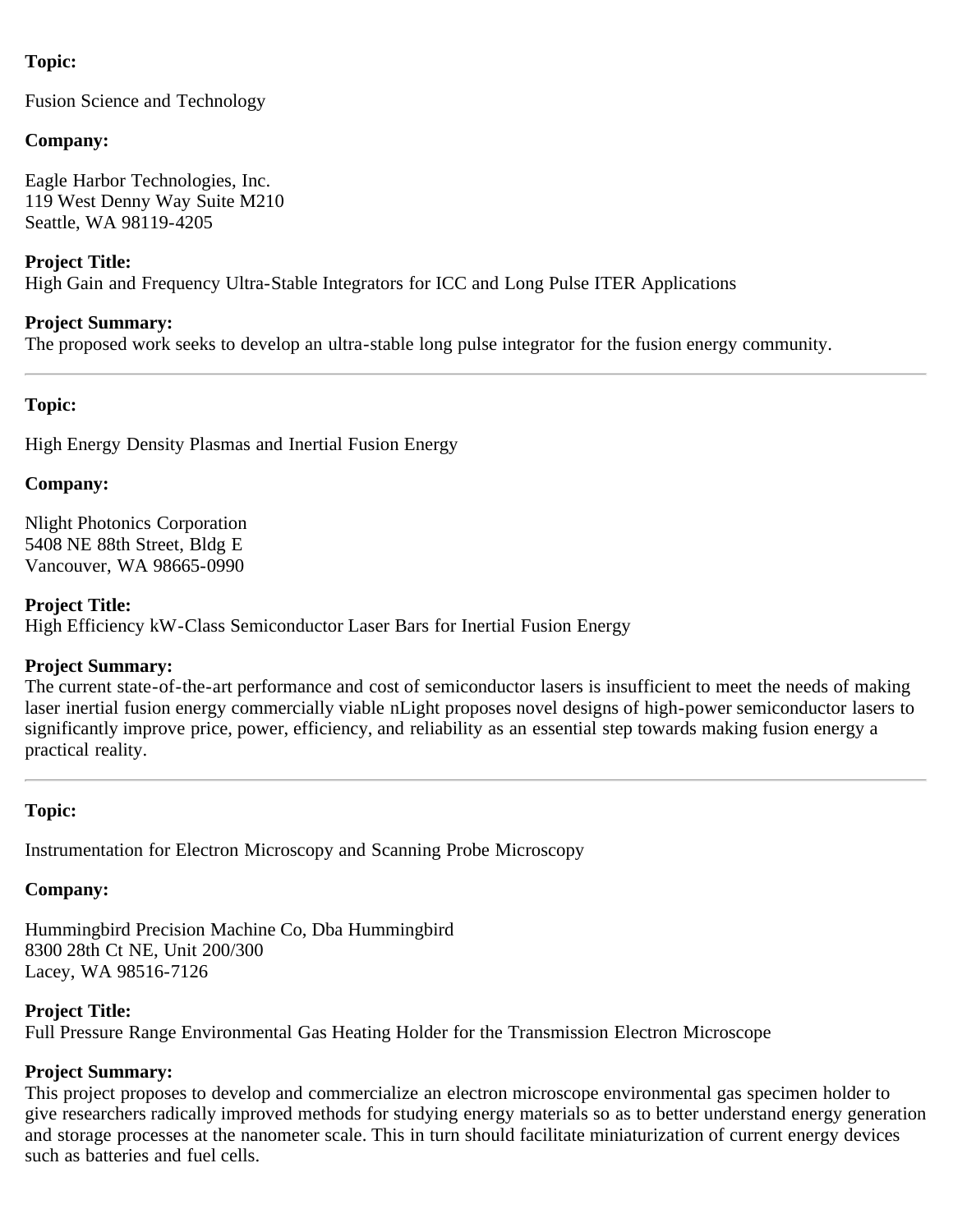**Topic:**

Fusion Science and Technology

**Company:**

Eagle Harbor Technologies, Inc.
119 West Denny Way Suite M210
Seattle, WA 98119-4205

**Project Title:**
High Gain and Frequency Ultra-Stable Integrators for ICC and Long Pulse ITER Applications

**Project Summary:**
The proposed work seeks to develop an ultra-stable long pulse integrator for the fusion energy community.

---

**Topic:**

High Energy Density Plasmas and Inertial Fusion Energy

**Company:**

Nlight Photonics Corporation
5408 NE 88th Street, Bldg E
Vancouver, WA 98665-0990

**Project Title:**
High Efficiency kW-Class Semiconductor Laser Bars for Inertial Fusion Energy

**Project Summary:**
The current state-of-the-art performance and cost of semiconductor lasers is insufficient to meet the needs of making laser inertial fusion energy commercially viable nLight proposes novel designs of high-power semiconductor lasers to significantly improve price, power, efficiency, and reliability as an essential step towards making fusion energy a practical reality.

---

**Topic:**

Instrumentation for Electron Microscopy and Scanning Probe Microscopy

**Company:**

Hummingbird Precision Machine Co, Dba Hummingbird
8300 28th Ct NE, Unit 200/300
Lacey, WA 98516-7126

**Project Title:**
Full Pressure Range Environmental Gas Heating Holder for the Transmission Electron Microscope

**Project Summary:**
This project proposes to develop and commercialize an electron microscope environmental gas specimen holder to give researchers radically improved methods for studying energy materials so as to better understand energy generation and storage processes at the nanometer scale. This in turn should facilitate miniaturization of current energy devices such as batteries and fuel cells.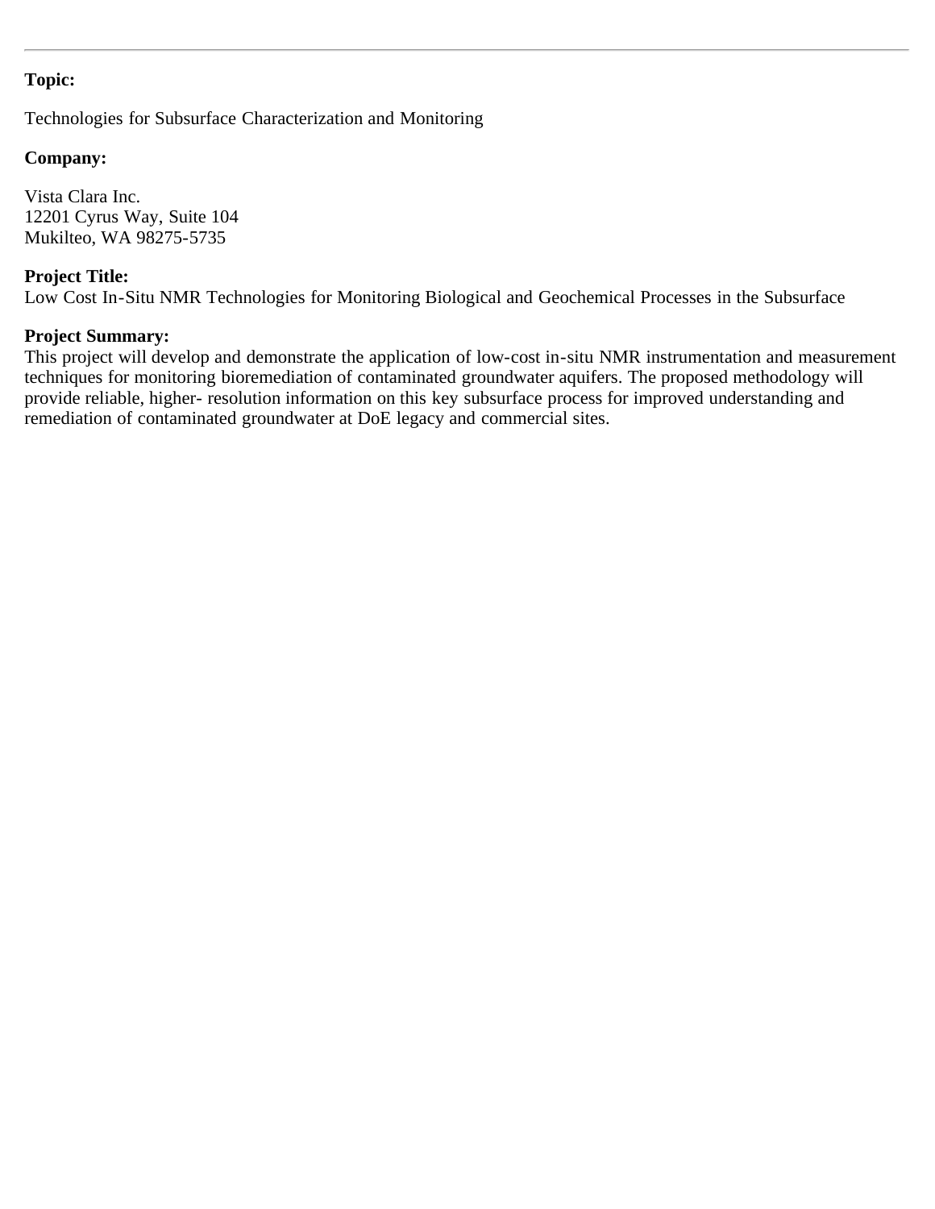---

**Topic:**

Technologies for Subsurface Characterization and Monitoring

**Company:**

Vista Clara Inc.
12201 Cyrus Way, Suite 104
Mukilteo, WA 98275-5735

**Project Title:**
Low Cost In-Situ NMR Technologies for Monitoring Biological and Geochemical Processes in the Subsurface

**Project Summary:**
This project will develop and demonstrate the application of low-cost in-situ NMR instrumentation and measurement techniques for monitoring bioremediation of contaminated groundwater aquifers. The proposed methodology will provide reliable, higher- resolution information on this key subsurface process for improved understanding and remediation of contaminated groundwater at DoE legacy and commercial sites.